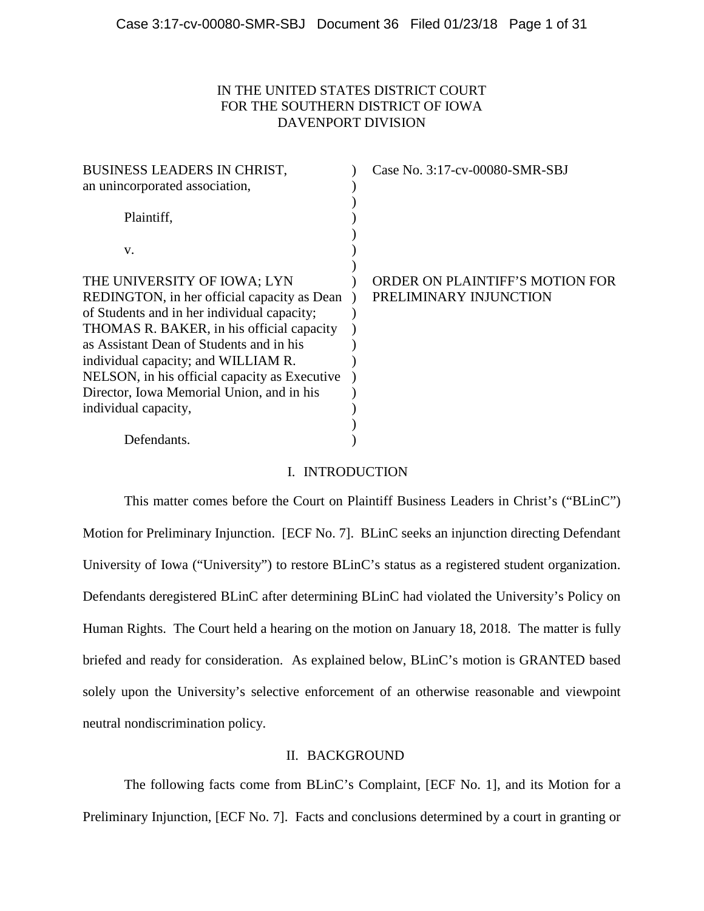IN THE UNITED STATES DISTRICT COURT
FOR THE SOUTHERN DISTRICT OF IOWA
DAVENPORT DIVISION

| | | |
|---|---|---|
| BUSINESS LEADERS IN CHRIST, an unincorporated association,<br><br>Plaintiff,<br><br>v.<br><br>THE UNIVERSITY OF IOWA; LYN REDINGTON, in her official capacity as Dean of Students and in her individual capacity; THOMAS R. BAKER, in his official capacity as Assistant Dean of Students and in his individual capacity; and WILLIAM R. NELSON, in his official capacity as Executive Director, Iowa Memorial Union, and in his individual capacity,<br><br>Defendants. | ) | Case No. 3:17-cv-00080-SMR-SBJ<br><br><br><br><br><br>ORDER ON PLAINTIFF'S MOTION FOR PRELIMINARY INJUNCTION |

## I. INTRODUCTION

This matter comes before the Court on Plaintiff Business Leaders in Christ's ("BLinC") Motion for Preliminary Injunction. [ECF No. 7]. BLinC seeks an injunction directing Defendant University of Iowa ("University") to restore BLinC's status as a registered student organization. Defendants deregistered BLinC after determining BLinC had violated the University's Policy on Human Rights. The Court held a hearing on the motion on January 18, 2018. The matter is fully briefed and ready for consideration. As explained below, BLinC's motion is GRANTED based solely upon the University's selective enforcement of an otherwise reasonable and viewpoint neutral nondiscrimination policy.

## II. BACKGROUND

The following facts come from BLinC's Complaint, [ECF No. 1], and its Motion for a Preliminary Injunction, [ECF No. 7]. Facts and conclusions determined by a court in granting or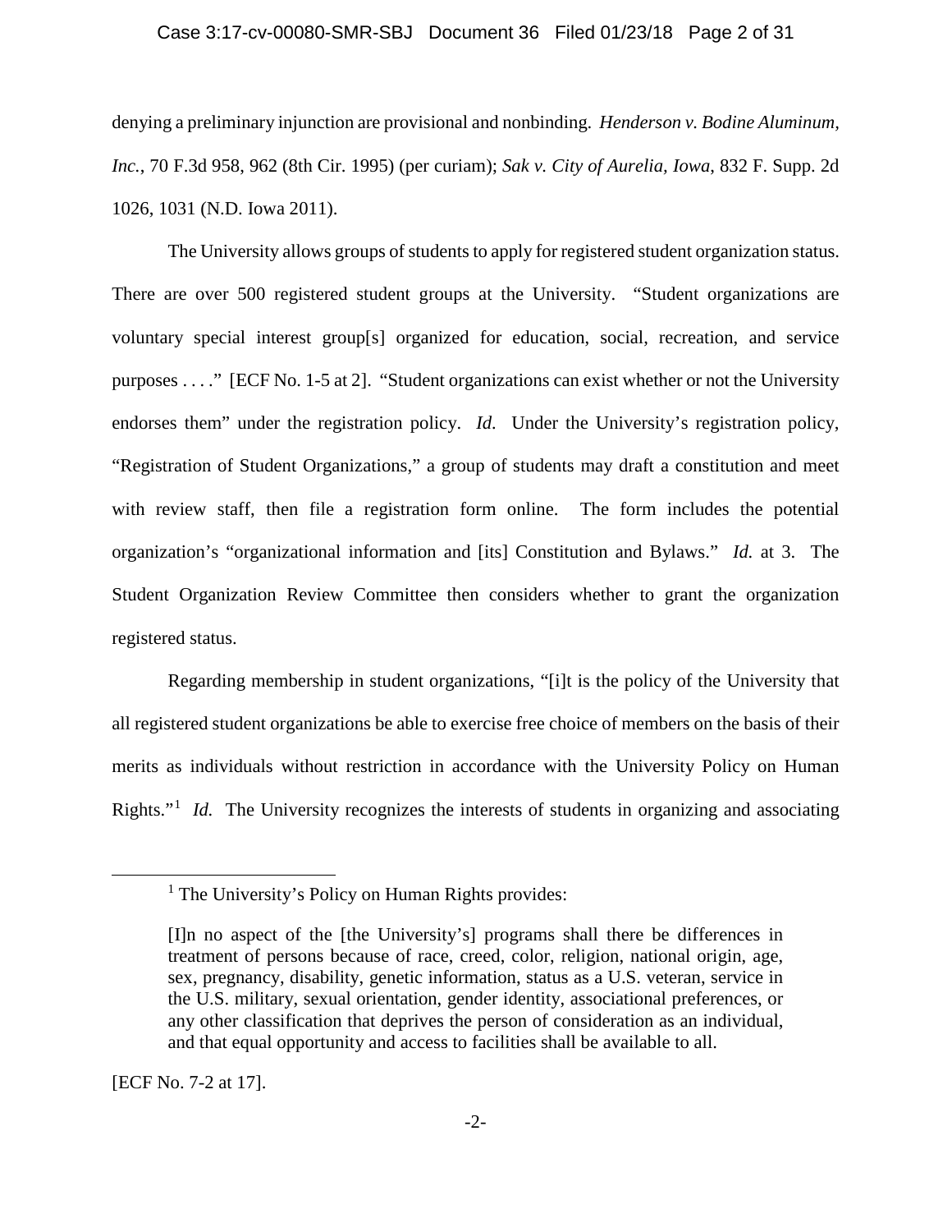denying a preliminary injunction are provisional and nonbinding. *Henderson v. Bodine Aluminum, Inc.*, 70 F.3d 958, 962 (8th Cir. 1995) (per curiam); *Sak v. City of Aurelia, Iowa*, 832 F. Supp. 2d 1026, 1031 (N.D. Iowa 2011).

The University allows groups of students to apply for registered student organization status. There are over 500 registered student groups at the University. "Student organizations are voluntary special interest group[s] organized for education, social, recreation, and service purposes . . . ." [ECF No. 1-5 at 2]. "Student organizations can exist whether or not the University endorses them" under the registration policy. *Id*. Under the University's registration policy, "Registration of Student Organizations," a group of students may draft a constitution and meet with review staff, then file a registration form online. The form includes the potential organization's "organizational information and [its] Constitution and Bylaws." *Id.* at 3. The Student Organization Review Committee then considers whether to grant the organization registered status.

Regarding membership in student organizations, "[i]t is the policy of the University that all registered student organizations be able to exercise free choice of members on the basis of their merits as individuals without restriction in accordance with the University Policy on Human Rights."[1] *Id.* The University recognizes the interests of students in organizing and associating

---

[1] The University's Policy on Human Rights provides:

> [I]n no aspect of the [the University's] programs shall there be differences in treatment of persons because of race, creed, color, religion, national origin, age, sex, pregnancy, disability, genetic information, status as a U.S. veteran, service in the U.S. military, sexual orientation, gender identity, associational preferences, or any other classification that deprives the person of consideration as an individual, and that equal opportunity and access to facilities shall be available to all.

[ECF No. 7-2 at 17].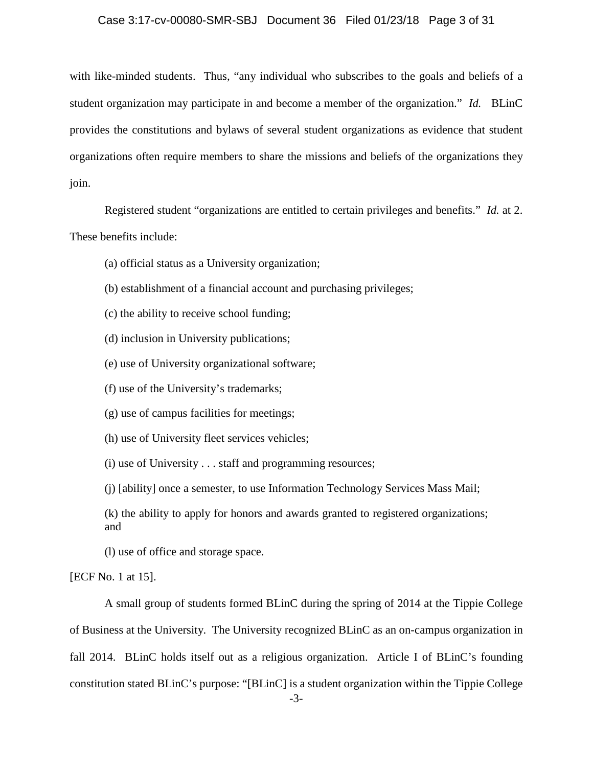with like-minded students. Thus, "any individual who subscribes to the goals and beliefs of a student organization may participate in and become a member of the organization." *Id.* BLinC provides the constitutions and bylaws of several student organizations as evidence that student organizations often require members to share the missions and beliefs of the organizations they join.

Registered student "organizations are entitled to certain privileges and benefits." *Id.* at 2. These benefits include:

> (a) official status as a University organization;
>
> (b) establishment of a financial account and purchasing privileges;
>
> (c) the ability to receive school funding;
>
> (d) inclusion in University publications;
>
> (e) use of University organizational software;
>
> (f) use of the University's trademarks;
>
> (g) use of campus facilities for meetings;
>
> (h) use of University fleet services vehicles;
>
> (i) use of University . . . staff and programming resources;
>
> (j) [ability] once a semester, to use Information Technology Services Mass Mail;
>
> (k) the ability to apply for honors and awards granted to registered organizations; and
>
> (l) use of office and storage space.

[ECF No. 1 at 15].

A small group of students formed BLinC during the spring of 2014 at the Tippie College of Business at the University. The University recognized BLinC as an on-campus organization in fall 2014. BLinC holds itself out as a religious organization. Article I of BLinC's founding constitution stated BLinC's purpose: "[BLinC] is a student organization within the Tippie College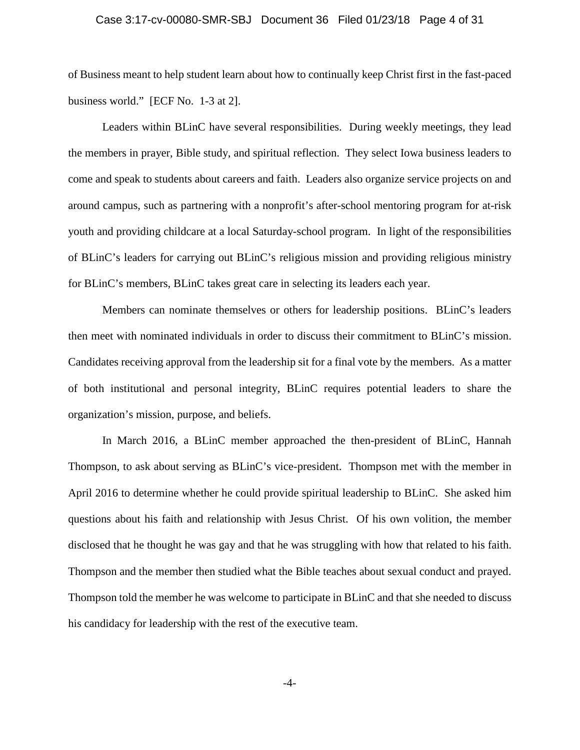of Business meant to help student learn about how to continually keep Christ first in the fast-paced business world." [ECF No. 1-3 at 2].

Leaders within BLinC have several responsibilities. During weekly meetings, they lead the members in prayer, Bible study, and spiritual reflection. They select Iowa business leaders to come and speak to students about careers and faith. Leaders also organize service projects on and around campus, such as partnering with a nonprofit's after-school mentoring program for at-risk youth and providing childcare at a local Saturday-school program. In light of the responsibilities of BLinC's leaders for carrying out BLinC's religious mission and providing religious ministry for BLinC's members, BLinC takes great care in selecting its leaders each year.

Members can nominate themselves or others for leadership positions. BLinC's leaders then meet with nominated individuals in order to discuss their commitment to BLinC's mission. Candidates receiving approval from the leadership sit for a final vote by the members. As a matter of both institutional and personal integrity, BLinC requires potential leaders to share the organization's mission, purpose, and beliefs.

In March 2016, a BLinC member approached the then-president of BLinC, Hannah Thompson, to ask about serving as BLinC's vice-president. Thompson met with the member in April 2016 to determine whether he could provide spiritual leadership to BLinC. She asked him questions about his faith and relationship with Jesus Christ. Of his own volition, the member disclosed that he thought he was gay and that he was struggling with how that related to his faith. Thompson and the member then studied what the Bible teaches about sexual conduct and prayed. Thompson told the member he was welcome to participate in BLinC and that she needed to discuss his candidacy for leadership with the rest of the executive team.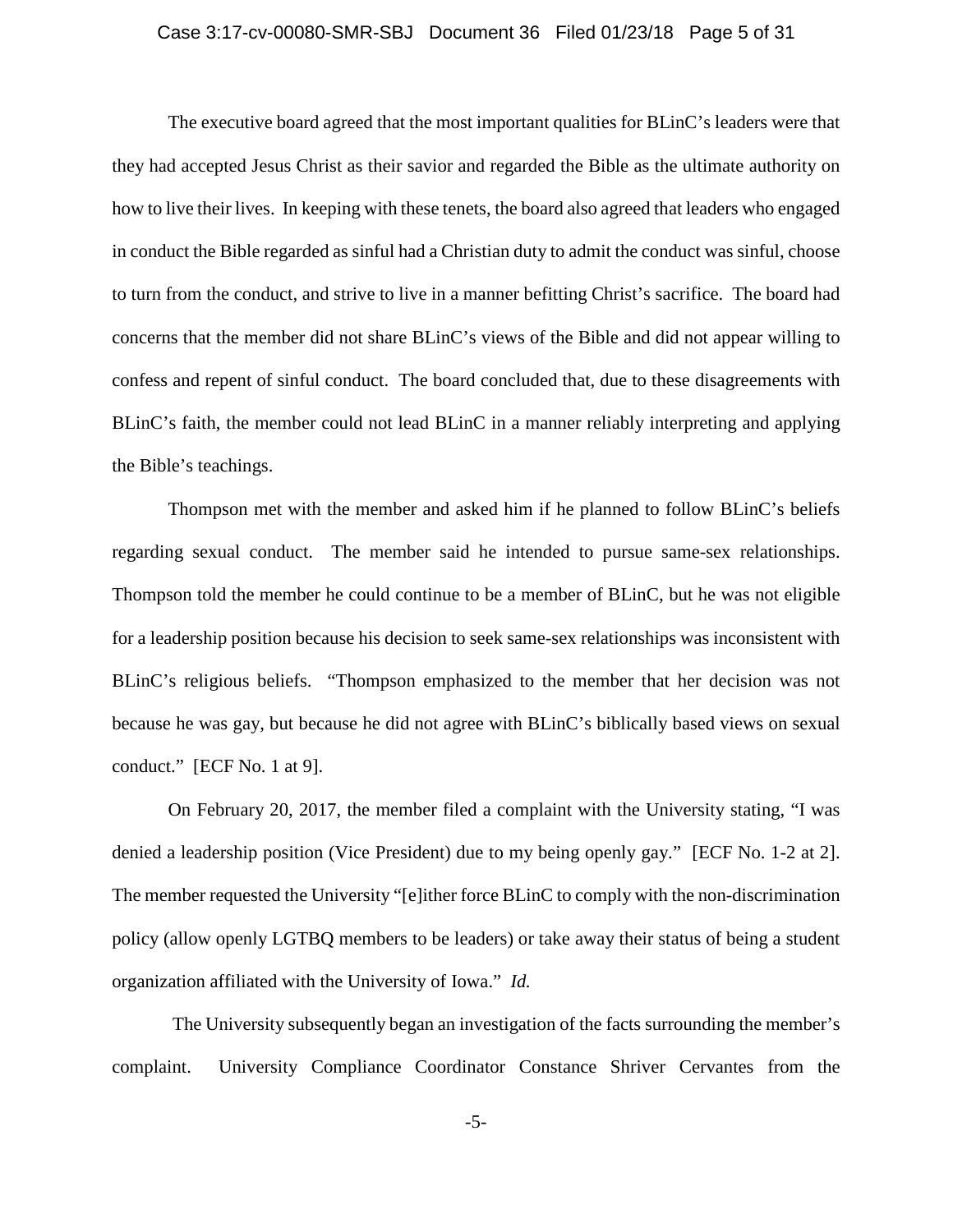The executive board agreed that the most important qualities for BLinC's leaders were that they had accepted Jesus Christ as their savior and regarded the Bible as the ultimate authority on how to live their lives. In keeping with these tenets, the board also agreed that leaders who engaged in conduct the Bible regarded as sinful had a Christian duty to admit the conduct was sinful, choose to turn from the conduct, and strive to live in a manner befitting Christ's sacrifice. The board had concerns that the member did not share BLinC's views of the Bible and did not appear willing to confess and repent of sinful conduct. The board concluded that, due to these disagreements with BLinC's faith, the member could not lead BLinC in a manner reliably interpreting and applying the Bible's teachings.

Thompson met with the member and asked him if he planned to follow BLinC's beliefs regarding sexual conduct. The member said he intended to pursue same-sex relationships. Thompson told the member he could continue to be a member of BLinC, but he was not eligible for a leadership position because his decision to seek same-sex relationships was inconsistent with BLinC's religious beliefs. "Thompson emphasized to the member that her decision was not because he was gay, but because he did not agree with BLinC's biblically based views on sexual conduct." [ECF No. 1 at 9].

On February 20, 2017, the member filed a complaint with the University stating, "I was denied a leadership position (Vice President) due to my being openly gay." [ECF No. 1-2 at 2]. The member requested the University "[e]ither force BLinC to comply with the non-discrimination policy (allow openly LGTBQ members to be leaders) or take away their status of being a student organization affiliated with the University of Iowa." *Id.*

The University subsequently began an investigation of the facts surrounding the member's complaint. University Compliance Coordinator Constance Shriver Cervantes from the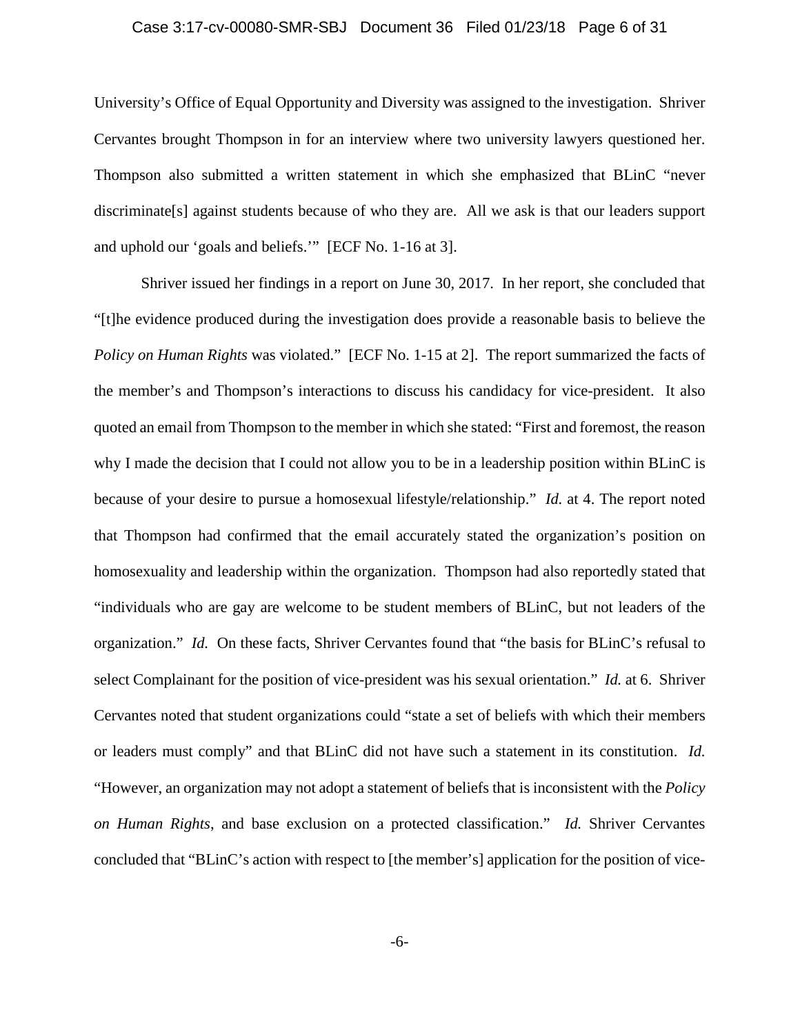University's Office of Equal Opportunity and Diversity was assigned to the investigation. Shriver Cervantes brought Thompson in for an interview where two university lawyers questioned her. Thompson also submitted a written statement in which she emphasized that BLinC "never discriminate[s] against students because of who they are. All we ask is that our leaders support and uphold our 'goals and beliefs.'" [ECF No. 1-16 at 3].

Shriver issued her findings in a report on June 30, 2017. In her report, she concluded that "[t]he evidence produced during the investigation does provide a reasonable basis to believe the *Policy on Human Rights* was violated." [ECF No. 1-15 at 2]. The report summarized the facts of the member's and Thompson's interactions to discuss his candidacy for vice-president. It also quoted an email from Thompson to the member in which she stated: "First and foremost, the reason why I made the decision that I could not allow you to be in a leadership position within BLinC is because of your desire to pursue a homosexual lifestyle/relationship." *Id.* at 4. The report noted that Thompson had confirmed that the email accurately stated the organization's position on homosexuality and leadership within the organization. Thompson had also reportedly stated that "individuals who are gay are welcome to be student members of BLinC, but not leaders of the organization." *Id.* On these facts, Shriver Cervantes found that "the basis for BLinC's refusal to select Complainant for the position of vice-president was his sexual orientation." *Id.* at 6. Shriver Cervantes noted that student organizations could "state a set of beliefs with which their members or leaders must comply" and that BLinC did not have such a statement in its constitution. *Id.* "However, an organization may not adopt a statement of beliefs that is inconsistent with the *Policy on Human Rights*, and base exclusion on a protected classification." *Id.* Shriver Cervantes concluded that "BLinC's action with respect to [the member's] application for the position of vice-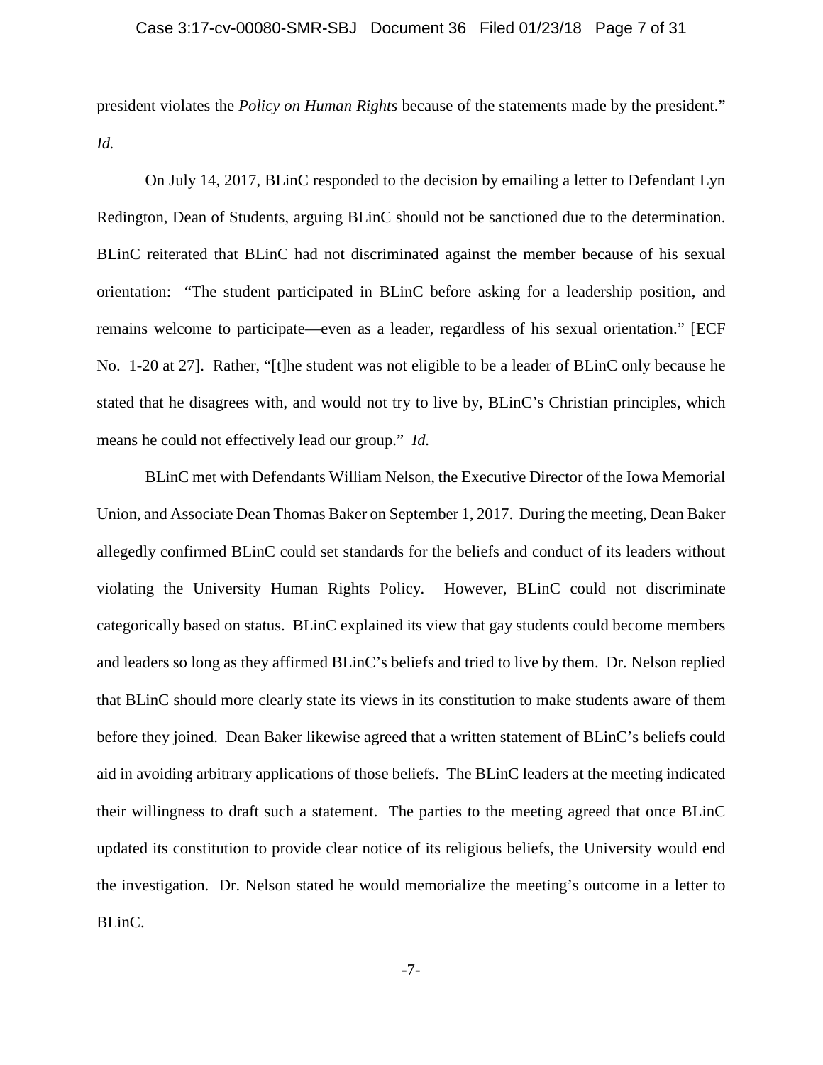president violates the *Policy on Human Rights* because of the statements made by the president." *Id.*

On July 14, 2017, BLinC responded to the decision by emailing a letter to Defendant Lyn Redington, Dean of Students, arguing BLinC should not be sanctioned due to the determination. BLinC reiterated that BLinC had not discriminated against the member because of his sexual orientation: "The student participated in BLinC before asking for a leadership position, and remains welcome to participate—even as a leader, regardless of his sexual orientation." [ECF No. 1-20 at 27]. Rather, "[t]he student was not eligible to be a leader of BLinC only because he stated that he disagrees with, and would not try to live by, BLinC's Christian principles, which means he could not effectively lead our group." *Id.*

BLinC met with Defendants William Nelson, the Executive Director of the Iowa Memorial Union, and Associate Dean Thomas Baker on September 1, 2017. During the meeting, Dean Baker allegedly confirmed BLinC could set standards for the beliefs and conduct of its leaders without violating the University Human Rights Policy. However, BLinC could not discriminate categorically based on status. BLinC explained its view that gay students could become members and leaders so long as they affirmed BLinC's beliefs and tried to live by them. Dr. Nelson replied that BLinC should more clearly state its views in its constitution to make students aware of them before they joined. Dean Baker likewise agreed that a written statement of BLinC's beliefs could aid in avoiding arbitrary applications of those beliefs. The BLinC leaders at the meeting indicated their willingness to draft such a statement. The parties to the meeting agreed that once BLinC updated its constitution to provide clear notice of its religious beliefs, the University would end the investigation. Dr. Nelson stated he would memorialize the meeting's outcome in a letter to BLinC.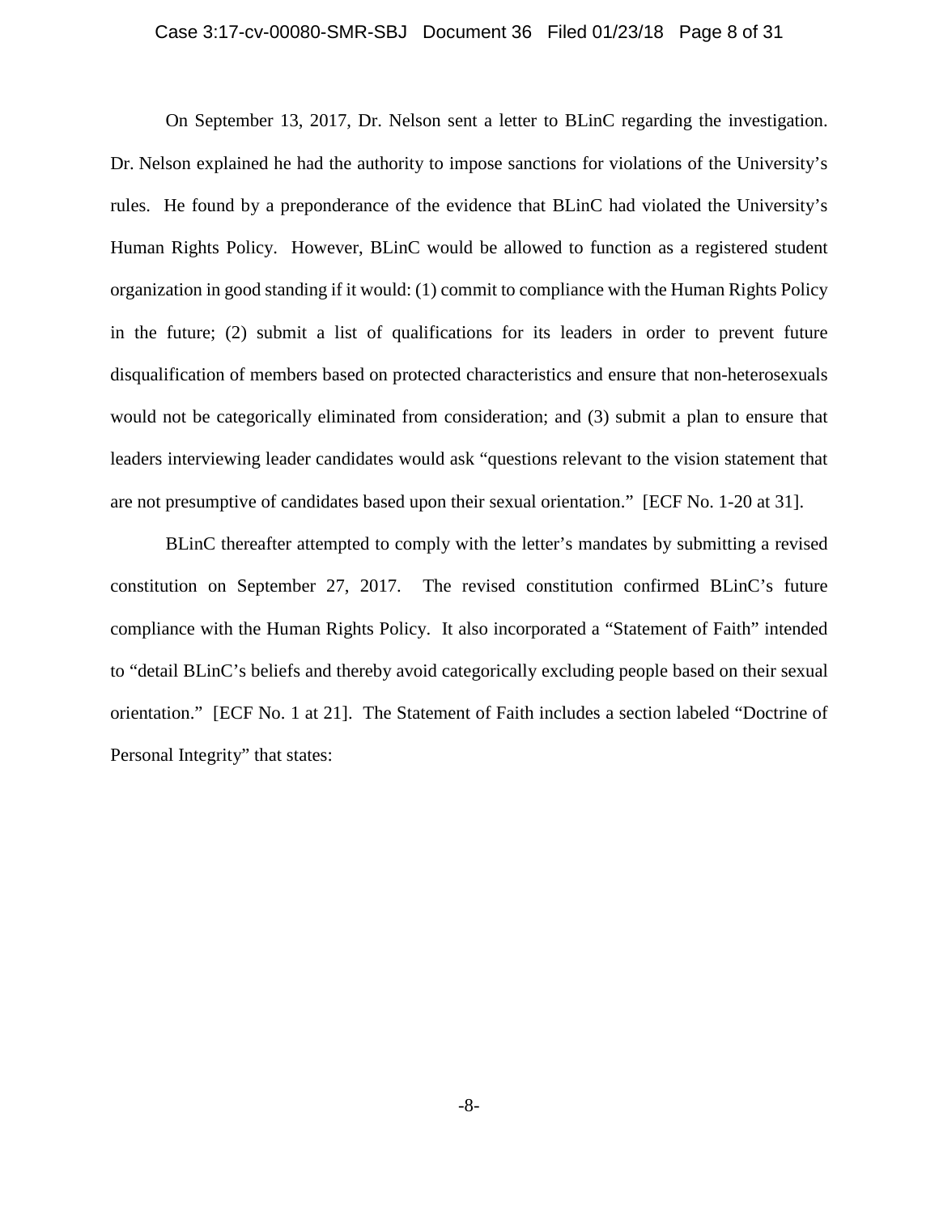On September 13, 2017, Dr. Nelson sent a letter to BLinC regarding the investigation. Dr. Nelson explained he had the authority to impose sanctions for violations of the University's rules. He found by a preponderance of the evidence that BLinC had violated the University's Human Rights Policy. However, BLinC would be allowed to function as a registered student organization in good standing if it would: (1) commit to compliance with the Human Rights Policy in the future; (2) submit a list of qualifications for its leaders in order to prevent future disqualification of members based on protected characteristics and ensure that non-heterosexuals would not be categorically eliminated from consideration; and (3) submit a plan to ensure that leaders interviewing leader candidates would ask "questions relevant to the vision statement that are not presumptive of candidates based upon their sexual orientation." [ECF No. 1-20 at 31].

BLinC thereafter attempted to comply with the letter's mandates by submitting a revised constitution on September 27, 2017. The revised constitution confirmed BLinC's future compliance with the Human Rights Policy. It also incorporated a "Statement of Faith" intended to "detail BLinC's beliefs and thereby avoid categorically excluding people based on their sexual orientation." [ECF No. 1 at 21]. The Statement of Faith includes a section labeled "Doctrine of Personal Integrity" that states: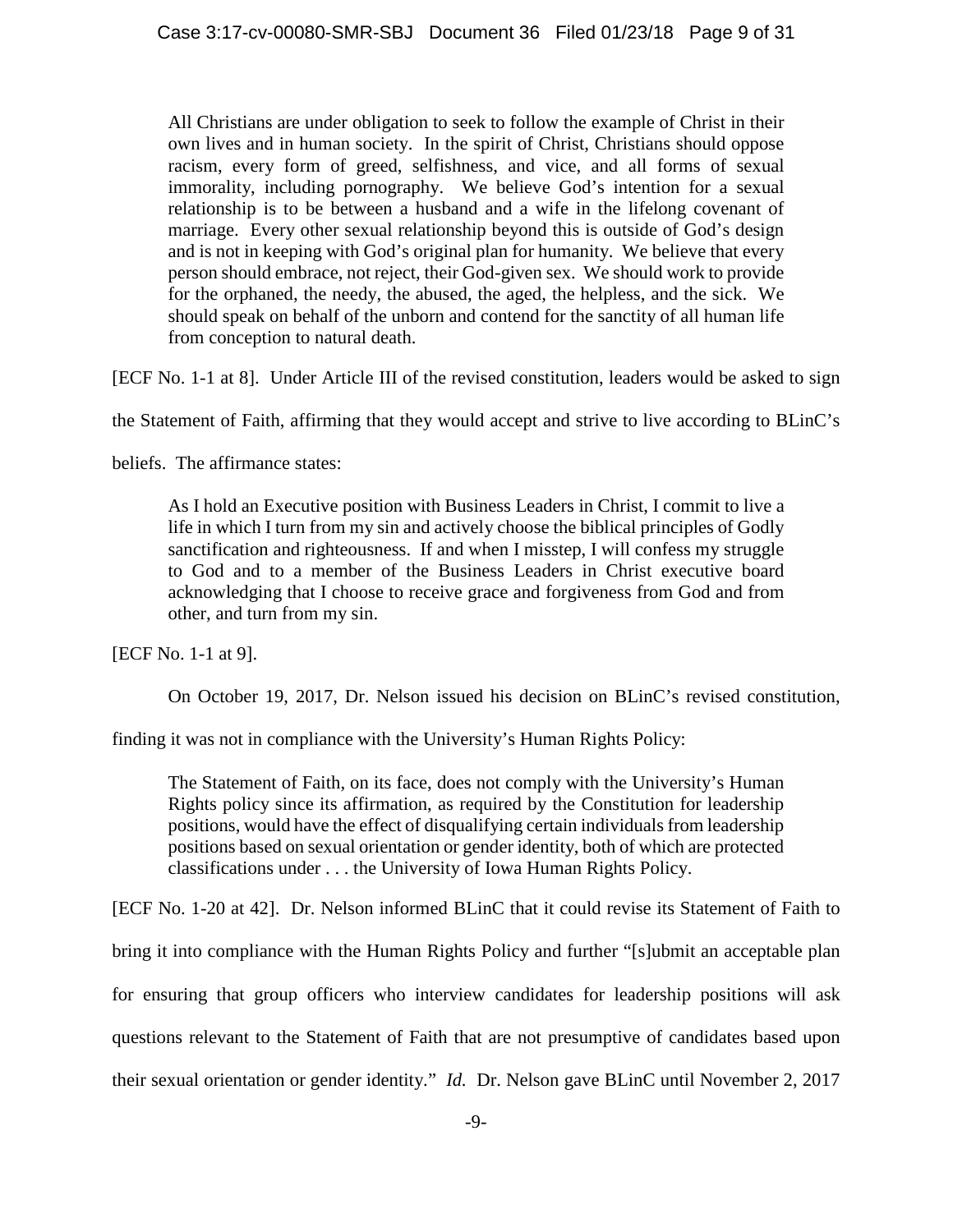> All Christians are under obligation to seek to follow the example of Christ in their own lives and in human society. In the spirit of Christ, Christians should oppose racism, every form of greed, selfishness, and vice, and all forms of sexual immorality, including pornography. We believe God's intention for a sexual relationship is to be between a husband and a wife in the lifelong covenant of marriage. Every other sexual relationship beyond this is outside of God's design and is not in keeping with God's original plan for humanity. We believe that every person should embrace, not reject, their God-given sex. We should work to provide for the orphaned, the needy, the abused, the aged, the helpless, and the sick. We should speak on behalf of the unborn and contend for the sanctity of all human life from conception to natural death.

[ECF No. 1-1 at 8]. Under Article III of the revised constitution, leaders would be asked to sign the Statement of Faith, affirming that they would accept and strive to live according to BLinC's beliefs. The affirmance states:

> As I hold an Executive position with Business Leaders in Christ, I commit to live a life in which I turn from my sin and actively choose the biblical principles of Godly sanctification and righteousness. If and when I misstep, I will confess my struggle to God and to a member of the Business Leaders in Christ executive board acknowledging that I choose to receive grace and forgiveness from God and from other, and turn from my sin.

[ECF No. 1-1 at 9].

On October 19, 2017, Dr. Nelson issued his decision on BLinC's revised constitution, finding it was not in compliance with the University's Human Rights Policy:

> The Statement of Faith, on its face, does not comply with the University's Human Rights policy since its affirmation, as required by the Constitution for leadership positions, would have the effect of disqualifying certain individuals from leadership positions based on sexual orientation or gender identity, both of which are protected classifications under . . . the University of Iowa Human Rights Policy.

[ECF No. 1-20 at 42]. Dr. Nelson informed BLinC that it could revise its Statement of Faith to bring it into compliance with the Human Rights Policy and further "[s]ubmit an acceptable plan for ensuring that group officers who interview candidates for leadership positions will ask questions relevant to the Statement of Faith that are not presumptive of candidates based upon their sexual orientation or gender identity." *Id.* Dr. Nelson gave BLinC until November 2, 2017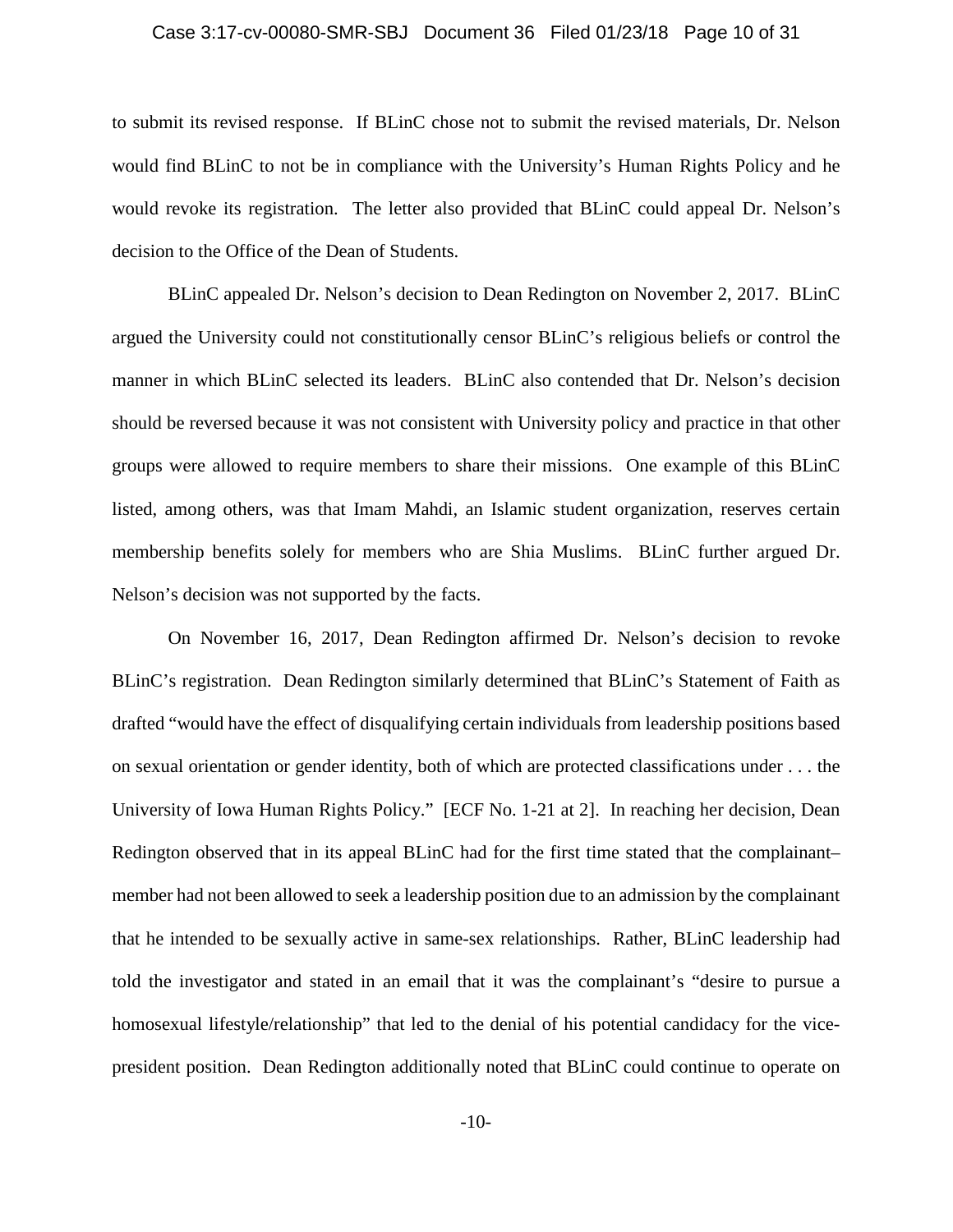to submit its revised response. If BLinC chose not to submit the revised materials, Dr. Nelson would find BLinC to not be in compliance with the University's Human Rights Policy and he would revoke its registration. The letter also provided that BLinC could appeal Dr. Nelson's decision to the Office of the Dean of Students.

BLinC appealed Dr. Nelson's decision to Dean Redington on November 2, 2017. BLinC argued the University could not constitutionally censor BLinC's religious beliefs or control the manner in which BLinC selected its leaders. BLinC also contended that Dr. Nelson's decision should be reversed because it was not consistent with University policy and practice in that other groups were allowed to require members to share their missions. One example of this BLinC listed, among others, was that Imam Mahdi, an Islamic student organization, reserves certain membership benefits solely for members who are Shia Muslims. BLinC further argued Dr. Nelson's decision was not supported by the facts.

On November 16, 2017, Dean Redington affirmed Dr. Nelson's decision to revoke BLinC's registration. Dean Redington similarly determined that BLinC's Statement of Faith as drafted "would have the effect of disqualifying certain individuals from leadership positions based on sexual orientation or gender identity, both of which are protected classifications under . . . the University of Iowa Human Rights Policy." [ECF No. 1-21 at 2]. In reaching her decision, Dean Redington observed that in its appeal BLinC had for the first time stated that the complainant–member had not been allowed to seek a leadership position due to an admission by the complainant that he intended to be sexually active in same-sex relationships. Rather, BLinC leadership had told the investigator and stated in an email that it was the complainant's "desire to pursue a homosexual lifestyle/relationship" that led to the denial of his potential candidacy for the vice-president position. Dean Redington additionally noted that BLinC could continue to operate on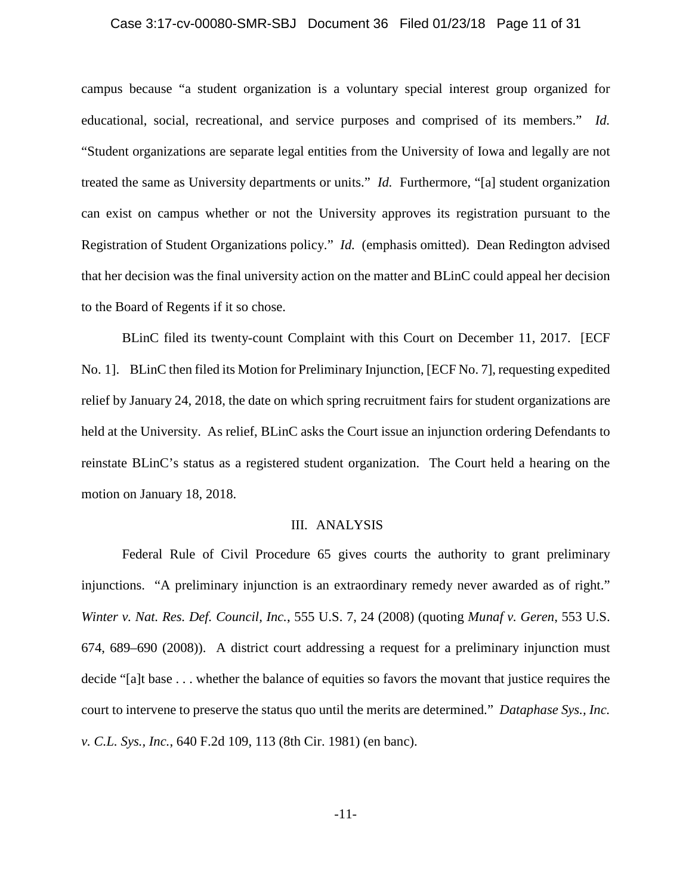campus because "a student organization is a voluntary special interest group organized for educational, social, recreational, and service purposes and comprised of its members." *Id.* "Student organizations are separate legal entities from the University of Iowa and legally are not treated the same as University departments or units." *Id.* Furthermore, "[a] student organization can exist on campus whether or not the University approves its registration pursuant to the Registration of Student Organizations policy." *Id.* (emphasis omitted). Dean Redington advised that her decision was the final university action on the matter and BLinC could appeal her decision to the Board of Regents if it so chose.

BLinC filed its twenty-count Complaint with this Court on December 11, 2017. [ECF No. 1]. BLinC then filed its Motion for Preliminary Injunction, [ECF No. 7], requesting expedited relief by January 24, 2018, the date on which spring recruitment fairs for student organizations are held at the University. As relief, BLinC asks the Court issue an injunction ordering Defendants to reinstate BLinC's status as a registered student organization. The Court held a hearing on the motion on January 18, 2018.

## III. ANALYSIS

Federal Rule of Civil Procedure 65 gives courts the authority to grant preliminary injunctions. "A preliminary injunction is an extraordinary remedy never awarded as of right." *Winter v. Nat. Res. Def. Council, Inc.*, 555 U.S. 7, 24 (2008) (quoting *Munaf v. Geren*, 553 U.S. 674, 689–690 (2008)). A district court addressing a request for a preliminary injunction must decide "[a]t base . . . whether the balance of equities so favors the movant that justice requires the court to intervene to preserve the status quo until the merits are determined." *Dataphase Sys., Inc. v. C.L. Sys., Inc.*, 640 F.2d 109, 113 (8th Cir. 1981) (en banc).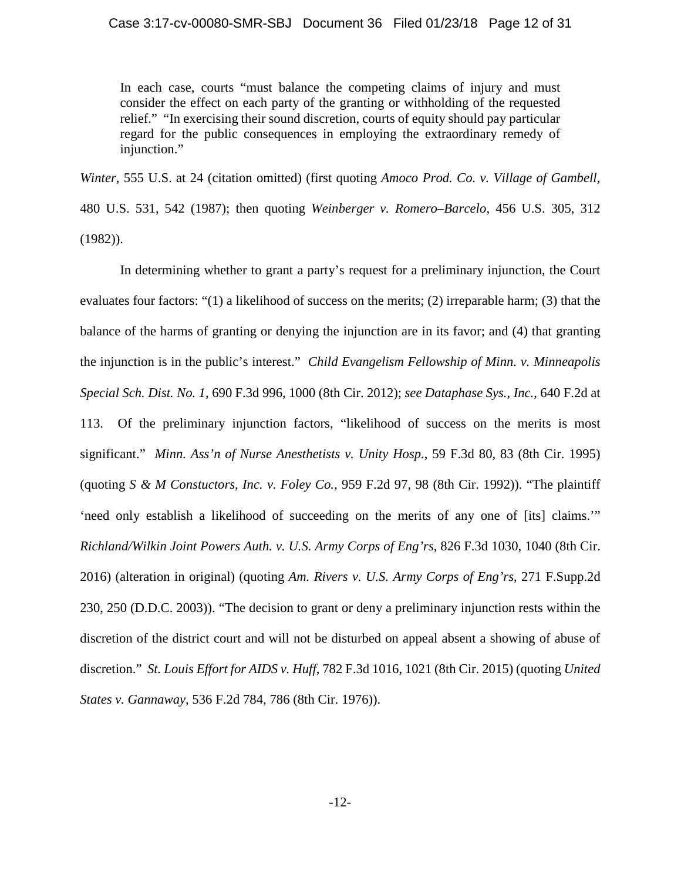> In each case, courts "must balance the competing claims of injury and must consider the effect on each party of the granting or withholding of the requested relief." "In exercising their sound discretion, courts of equity should pay particular regard for the public consequences in employing the extraordinary remedy of injunction."

*Winter*, 555 U.S. at 24 (citation omitted) (first quoting *Amoco Prod. Co. v. Village of Gambell*, 480 U.S. 531, 542 (1987); then quoting *Weinberger v. Romero–Barcelo*, 456 U.S. 305, 312 (1982)).

In determining whether to grant a party's request for a preliminary injunction, the Court evaluates four factors: "(1) a likelihood of success on the merits; (2) irreparable harm; (3) that the balance of the harms of granting or denying the injunction are in its favor; and (4) that granting the injunction is in the public's interest." *Child Evangelism Fellowship of Minn. v. Minneapolis Special Sch. Dist. No. 1*, 690 F.3d 996, 1000 (8th Cir. 2012); *see Dataphase Sys., Inc.*, 640 F.2d at 113. Of the preliminary injunction factors, "likelihood of success on the merits is most significant." *Minn. Ass'n of Nurse Anesthetists v. Unity Hosp.*, 59 F.3d 80, 83 (8th Cir. 1995) (quoting *S & M Constuctors, Inc. v. Foley Co.*, 959 F.2d 97, 98 (8th Cir. 1992)). "The plaintiff 'need only establish a likelihood of succeeding on the merits of any one of [its] claims.'" *Richland/Wilkin Joint Powers Auth. v. U.S. Army Corps of Eng'rs*, 826 F.3d 1030, 1040 (8th Cir. 2016) (alteration in original) (quoting *Am. Rivers v. U.S. Army Corps of Eng'rs*, 271 F.Supp.2d 230, 250 (D.D.C. 2003)). "The decision to grant or deny a preliminary injunction rests within the discretion of the district court and will not be disturbed on appeal absent a showing of abuse of discretion." *St. Louis Effort for AIDS v. Huff*, 782 F.3d 1016, 1021 (8th Cir. 2015) (quoting *United States v. Gannaway*, 536 F.2d 784, 786 (8th Cir. 1976)).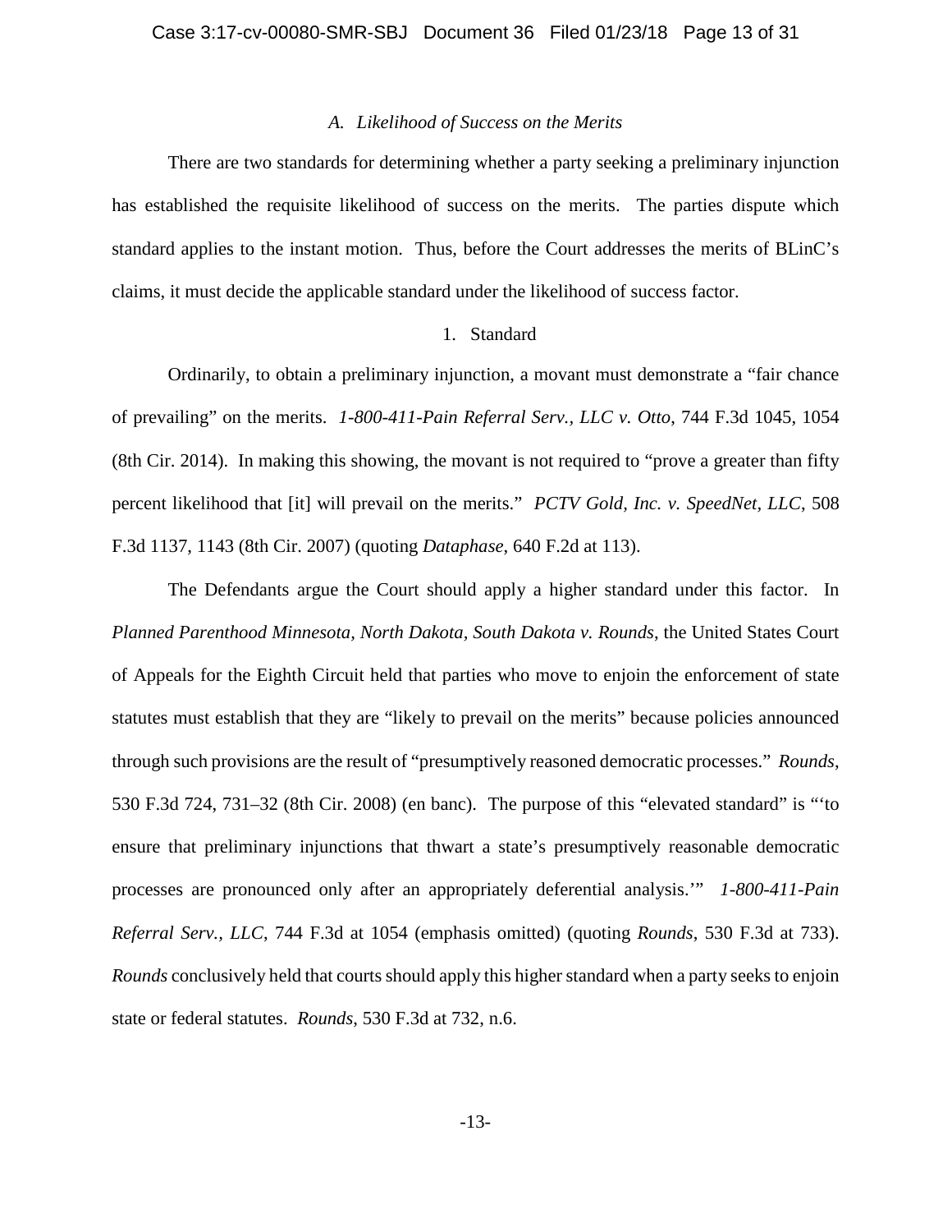### *A. Likelihood of Success on the Merits*

There are two standards for determining whether a party seeking a preliminary injunction has established the requisite likelihood of success on the merits. The parties dispute which standard applies to the instant motion. Thus, before the Court addresses the merits of BLinC's claims, it must decide the applicable standard under the likelihood of success factor.

#### 1. Standard

Ordinarily, to obtain a preliminary injunction, a movant must demonstrate a "fair chance of prevailing" on the merits. *1-800-411-Pain Referral Serv., LLC v. Otto*, 744 F.3d 1045, 1054 (8th Cir. 2014). In making this showing, the movant is not required to "prove a greater than fifty percent likelihood that [it] will prevail on the merits." *PCTV Gold, Inc. v. SpeedNet, LLC*, 508 F.3d 1137, 1143 (8th Cir. 2007) (quoting *Dataphase*, 640 F.2d at 113).

The Defendants argue the Court should apply a higher standard under this factor. In *Planned Parenthood Minnesota, North Dakota, South Dakota v. Rounds*, the United States Court of Appeals for the Eighth Circuit held that parties who move to enjoin the enforcement of state statutes must establish that they are "likely to prevail on the merits" because policies announced through such provisions are the result of "presumptively reasoned democratic processes." *Rounds*, 530 F.3d 724, 731–32 (8th Cir. 2008) (en banc). The purpose of this "elevated standard" is "'to ensure that preliminary injunctions that thwart a state's presumptively reasonable democratic processes are pronounced only after an appropriately deferential analysis.'" *1-800-411-Pain Referral Serv., LLC*, 744 F.3d at 1054 (emphasis omitted) (quoting *Rounds*, 530 F.3d at 733). *Rounds* conclusively held that courts should apply this higher standard when a party seeks to enjoin state or federal statutes. *Rounds*, 530 F.3d at 732, n.6.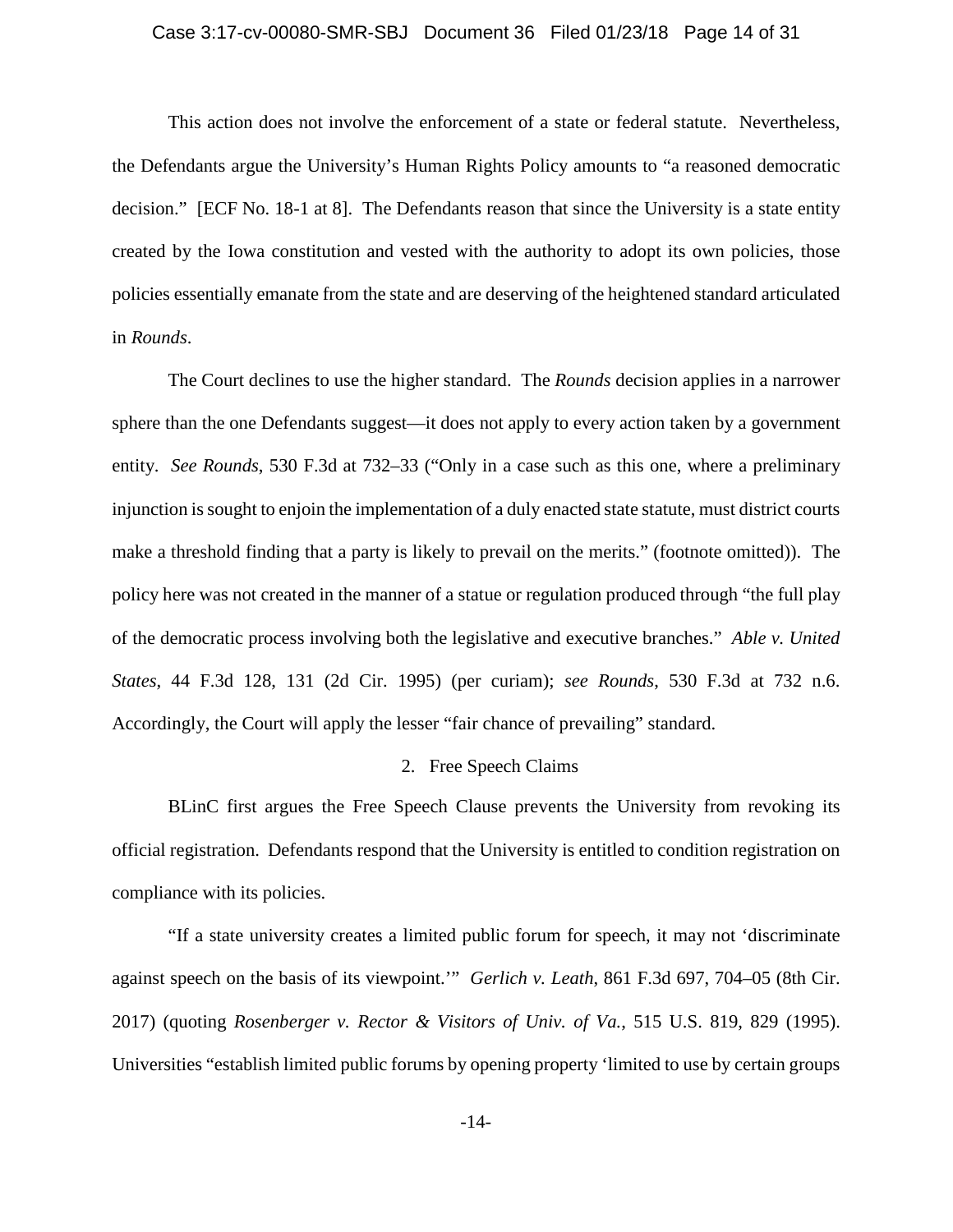This action does not involve the enforcement of a state or federal statute. Nevertheless, the Defendants argue the University's Human Rights Policy amounts to "a reasoned democratic decision." [ECF No. 18-1 at 8]. The Defendants reason that since the University is a state entity created by the Iowa constitution and vested with the authority to adopt its own policies, those policies essentially emanate from the state and are deserving of the heightened standard articulated in *Rounds*.

The Court declines to use the higher standard. The *Rounds* decision applies in a narrower sphere than the one Defendants suggest—it does not apply to every action taken by a government entity. *See Rounds*, 530 F.3d at 732–33 ("Only in a case such as this one, where a preliminary injunction is sought to enjoin the implementation of a duly enacted state statute, must district courts make a threshold finding that a party is likely to prevail on the merits." (footnote omitted)). The policy here was not created in the manner of a statue or regulation produced through "the full play of the democratic process involving both the legislative and executive branches." *Able v. United States*, 44 F.3d 128, 131 (2d Cir. 1995) (per curiam); *see Rounds*, 530 F.3d at 732 n.6. Accordingly, the Court will apply the lesser "fair chance of prevailing" standard.

2. Free Speech Claims

BLinC first argues the Free Speech Clause prevents the University from revoking its official registration. Defendants respond that the University is entitled to condition registration on compliance with its policies.

"If a state university creates a limited public forum for speech, it may not 'discriminate against speech on the basis of its viewpoint.'" *Gerlich v. Leath*, 861 F.3d 697, 704–05 (8th Cir. 2017) (quoting *Rosenberger v. Rector & Visitors of Univ. of Va.*, 515 U.S. 819, 829 (1995). Universities "establish limited public forums by opening property 'limited to use by certain groups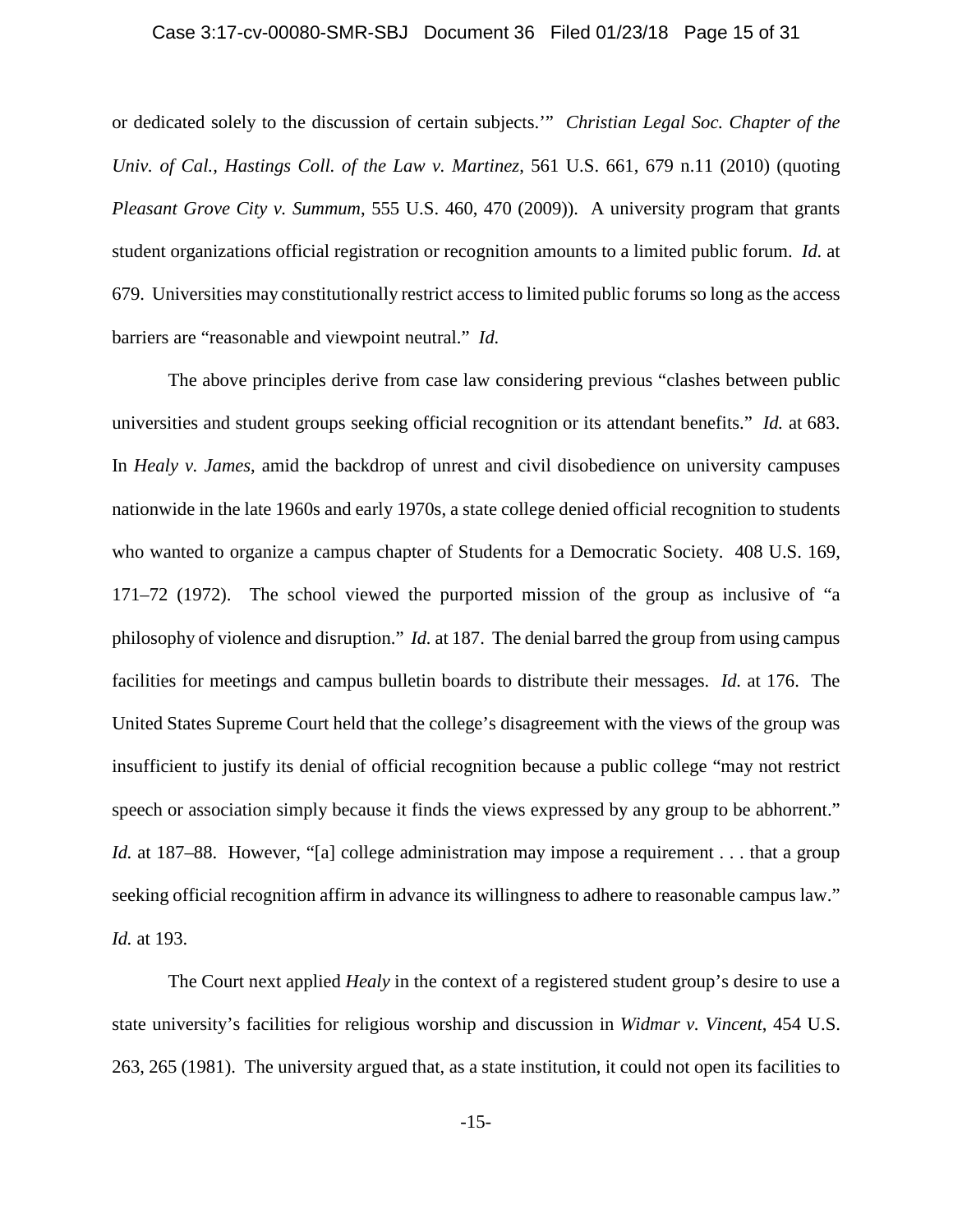or dedicated solely to the discussion of certain subjects.'" *Christian Legal Soc. Chapter of the Univ. of Cal., Hastings Coll. of the Law v. Martinez*, 561 U.S. 661, 679 n.11 (2010) (quoting *Pleasant Grove City v. Summum*, 555 U.S. 460, 470 (2009)). A university program that grants student organizations official registration or recognition amounts to a limited public forum. *Id.* at 679. Universities may constitutionally restrict access to limited public forums so long as the access barriers are "reasonable and viewpoint neutral." *Id.*

The above principles derive from case law considering previous "clashes between public universities and student groups seeking official recognition or its attendant benefits." *Id.* at 683. In *Healy v. James*, amid the backdrop of unrest and civil disobedience on university campuses nationwide in the late 1960s and early 1970s, a state college denied official recognition to students who wanted to organize a campus chapter of Students for a Democratic Society. 408 U.S. 169, 171–72 (1972). The school viewed the purported mission of the group as inclusive of "a philosophy of violence and disruption." *Id.* at 187. The denial barred the group from using campus facilities for meetings and campus bulletin boards to distribute their messages. *Id.* at 176. The United States Supreme Court held that the college's disagreement with the views of the group was insufficient to justify its denial of official recognition because a public college "may not restrict speech or association simply because it finds the views expressed by any group to be abhorrent." *Id.* at 187–88. However, "[a] college administration may impose a requirement . . . that a group seeking official recognition affirm in advance its willingness to adhere to reasonable campus law." *Id.* at 193.

The Court next applied *Healy* in the context of a registered student group's desire to use a state university's facilities for religious worship and discussion in *Widmar v. Vincent*, 454 U.S. 263, 265 (1981). The university argued that, as a state institution, it could not open its facilities to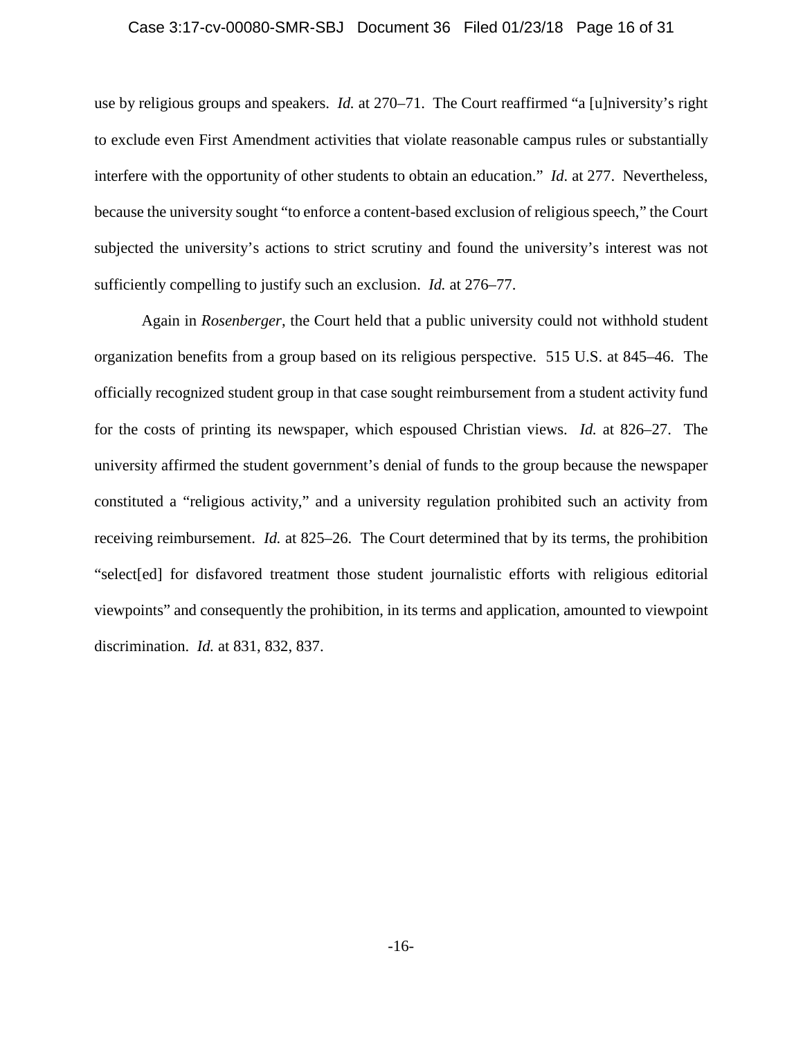use by religious groups and speakers. *Id.* at 270–71. The Court reaffirmed "a [u]niversity's right to exclude even First Amendment activities that violate reasonable campus rules or substantially interfere with the opportunity of other students to obtain an education." *Id*. at 277. Nevertheless, because the university sought "to enforce a content-based exclusion of religious speech," the Court subjected the university's actions to strict scrutiny and found the university's interest was not sufficiently compelling to justify such an exclusion. *Id.* at 276–77.

Again in *Rosenberger*, the Court held that a public university could not withhold student organization benefits from a group based on its religious perspective. 515 U.S. at 845–46. The officially recognized student group in that case sought reimbursement from a student activity fund for the costs of printing its newspaper, which espoused Christian views. *Id.* at 826–27. The university affirmed the student government's denial of funds to the group because the newspaper constituted a "religious activity," and a university regulation prohibited such an activity from receiving reimbursement. *Id.* at 825–26. The Court determined that by its terms, the prohibition "select[ed] for disfavored treatment those student journalistic efforts with religious editorial viewpoints" and consequently the prohibition, in its terms and application, amounted to viewpoint discrimination. *Id.* at 831, 832, 837.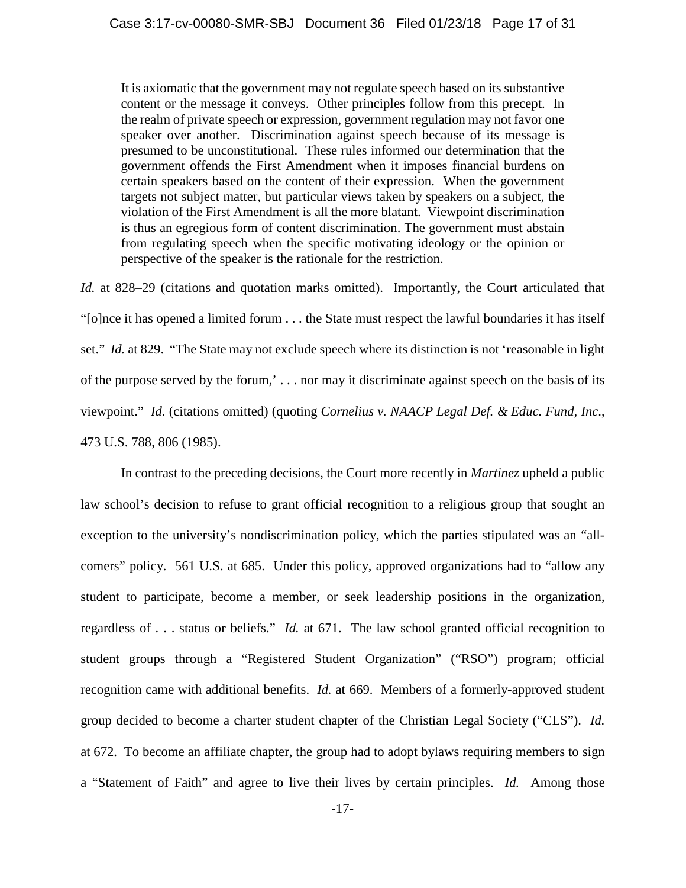> It is axiomatic that the government may not regulate speech based on its substantive content or the message it conveys. Other principles follow from this precept. In the realm of private speech or expression, government regulation may not favor one speaker over another. Discrimination against speech because of its message is presumed to be unconstitutional. These rules informed our determination that the government offends the First Amendment when it imposes financial burdens on certain speakers based on the content of their expression. When the government targets not subject matter, but particular views taken by speakers on a subject, the violation of the First Amendment is all the more blatant. Viewpoint discrimination is thus an egregious form of content discrimination. The government must abstain from regulating speech when the specific motivating ideology or the opinion or perspective of the speaker is the rationale for the restriction.

*Id.* at 828–29 (citations and quotation marks omitted). Importantly, the Court articulated that "[o]nce it has opened a limited forum . . . the State must respect the lawful boundaries it has itself set." *Id.* at 829. "The State may not exclude speech where its distinction is not 'reasonable in light of the purpose served by the forum,' . . . nor may it discriminate against speech on the basis of its viewpoint." *Id.* (citations omitted) (quoting *Cornelius v. NAACP Legal Def. & Educ. Fund, Inc.*, 473 U.S. 788, 806 (1985).

In contrast to the preceding decisions, the Court more recently in *Martinez* upheld a public law school's decision to refuse to grant official recognition to a religious group that sought an exception to the university's nondiscrimination policy, which the parties stipulated was an "all-comers" policy. 561 U.S. at 685. Under this policy, approved organizations had to "allow any student to participate, become a member, or seek leadership positions in the organization, regardless of . . . status or beliefs." *Id.* at 671. The law school granted official recognition to student groups through a "Registered Student Organization" ("RSO") program; official recognition came with additional benefits. *Id.* at 669. Members of a formerly-approved student group decided to become a charter student chapter of the Christian Legal Society ("CLS"). *Id.* at 672. To become an affiliate chapter, the group had to adopt bylaws requiring members to sign a "Statement of Faith" and agree to live their lives by certain principles. *Id.* Among those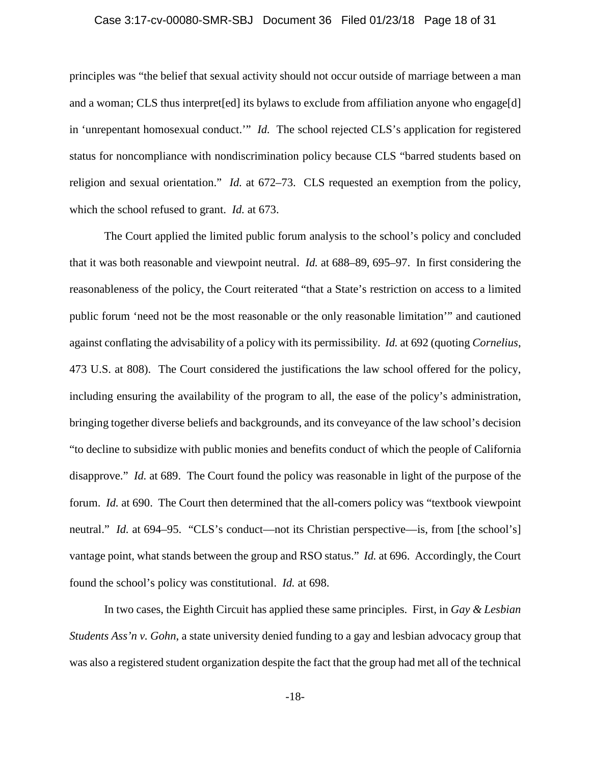principles was "the belief that sexual activity should not occur outside of marriage between a man and a woman; CLS thus interpret[ed] its bylaws to exclude from affiliation anyone who engage[d] in 'unrepentant homosexual conduct.'" *Id.* The school rejected CLS's application for registered status for noncompliance with nondiscrimination policy because CLS "barred students based on religion and sexual orientation." *Id.* at 672–73. CLS requested an exemption from the policy, which the school refused to grant. *Id.* at 673.

The Court applied the limited public forum analysis to the school's policy and concluded that it was both reasonable and viewpoint neutral. *Id.* at 688–89, 695–97. In first considering the reasonableness of the policy, the Court reiterated "that a State's restriction on access to a limited public forum 'need not be the most reasonable or the only reasonable limitation'" and cautioned against conflating the advisability of a policy with its permissibility. *Id.* at 692 (quoting *Cornelius*, 473 U.S. at 808). The Court considered the justifications the law school offered for the policy, including ensuring the availability of the program to all, the ease of the policy's administration, bringing together diverse beliefs and backgrounds, and its conveyance of the law school's decision "to decline to subsidize with public monies and benefits conduct of which the people of California disapprove." *Id.* at 689. The Court found the policy was reasonable in light of the purpose of the forum. *Id.* at 690. The Court then determined that the all-comers policy was "textbook viewpoint neutral." *Id.* at 694–95. "CLS's conduct—not its Christian perspective—is, from [the school's] vantage point, what stands between the group and RSO status." *Id.* at 696. Accordingly, the Court found the school's policy was constitutional. *Id.* at 698.

In two cases, the Eighth Circuit has applied these same principles. First, in *Gay & Lesbian Students Ass'n v. Gohn*, a state university denied funding to a gay and lesbian advocacy group that was also a registered student organization despite the fact that the group had met all of the technical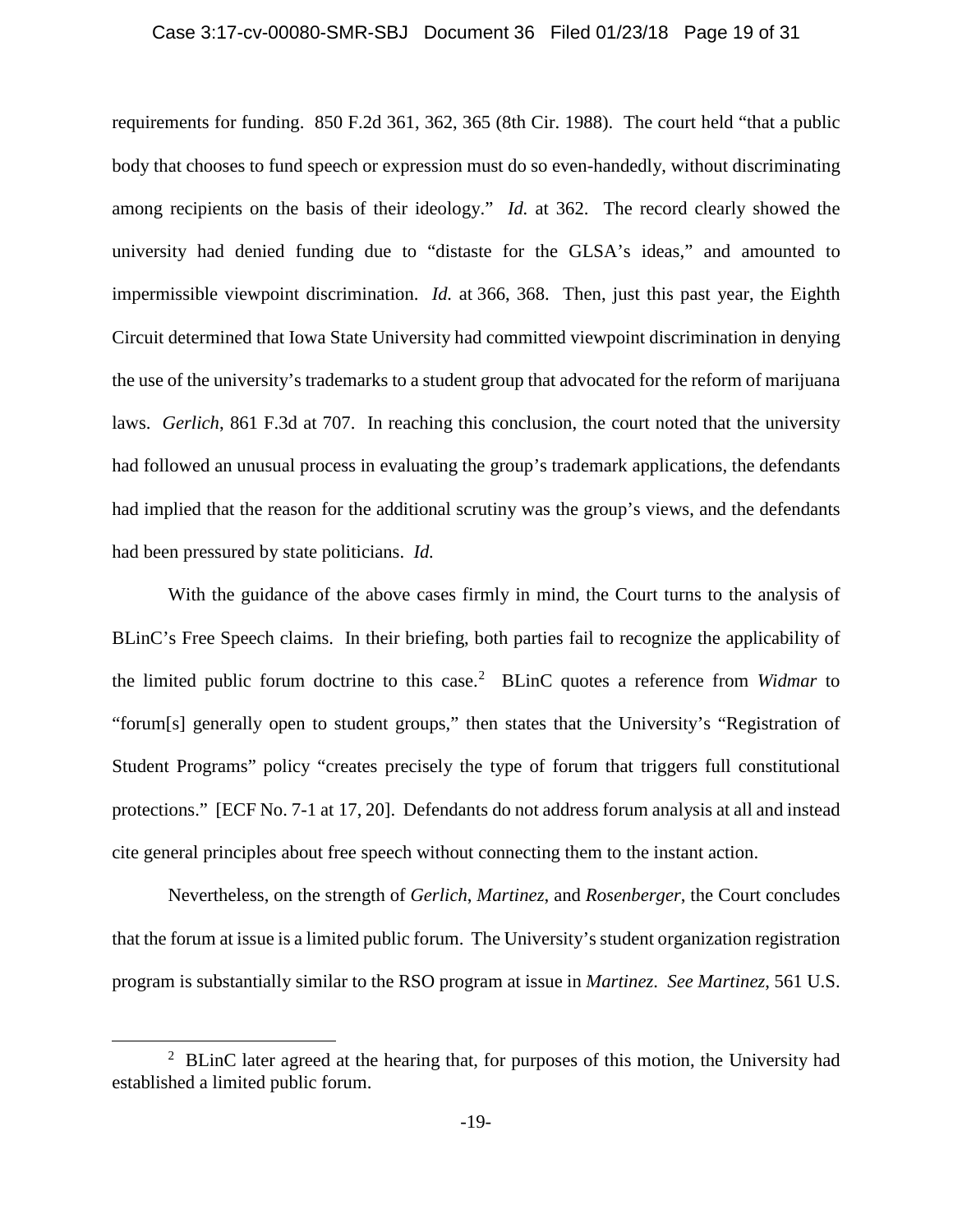requirements for funding. 850 F.2d 361, 362, 365 (8th Cir. 1988). The court held "that a public body that chooses to fund speech or expression must do so even-handedly, without discriminating among recipients on the basis of their ideology." *Id.* at 362. The record clearly showed the university had denied funding due to "distaste for the GLSA's ideas," and amounted to impermissible viewpoint discrimination. *Id.* at 366, 368. Then, just this past year, the Eighth Circuit determined that Iowa State University had committed viewpoint discrimination in denying the use of the university's trademarks to a student group that advocated for the reform of marijuana laws. *Gerlich*, 861 F.3d at 707. In reaching this conclusion, the court noted that the university had followed an unusual process in evaluating the group's trademark applications, the defendants had implied that the reason for the additional scrutiny was the group's views, and the defendants had been pressured by state politicians. *Id.*

With the guidance of the above cases firmly in mind, the Court turns to the analysis of BLinC's Free Speech claims. In their briefing, both parties fail to recognize the applicability of the limited public forum doctrine to this case.[2] BLinC quotes a reference from *Widmar* to "forum[s] generally open to student groups," then states that the University's "Registration of Student Programs" policy "creates precisely the type of forum that triggers full constitutional protections." [ECF No. 7-1 at 17, 20]. Defendants do not address forum analysis at all and instead cite general principles about free speech without connecting them to the instant action.

Nevertheless, on the strength of *Gerlich*, *Martinez*, and *Rosenberger*, the Court concludes that the forum at issue is a limited public forum. The University's student organization registration program is substantially similar to the RSO program at issue in *Martinez*. *See Martinez*, 561 U.S.

[2] BLinC later agreed at the hearing that, for purposes of this motion, the University had established a limited public forum.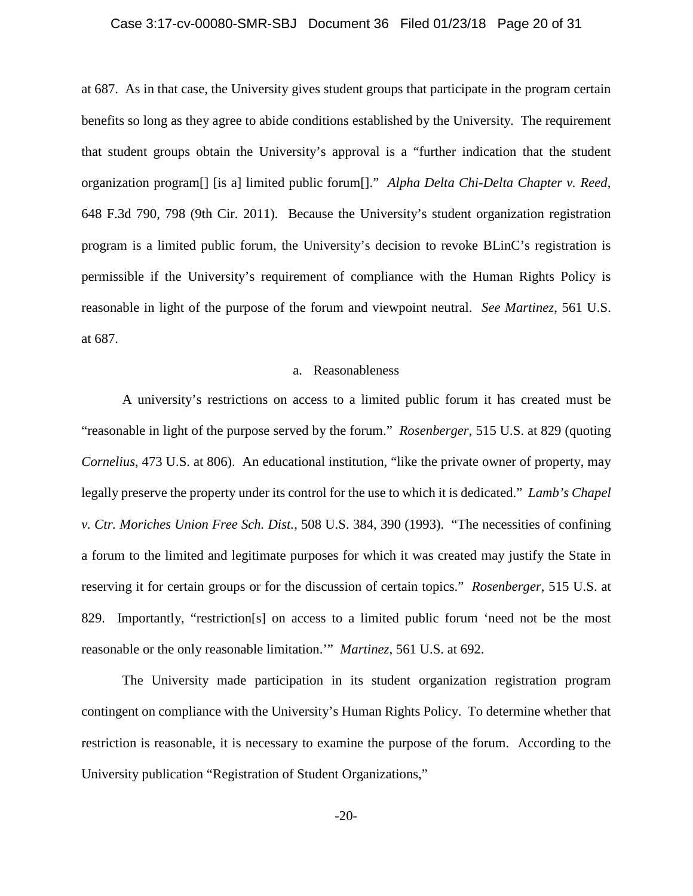at 687. As in that case, the University gives student groups that participate in the program certain benefits so long as they agree to abide conditions established by the University. The requirement that student groups obtain the University's approval is a "further indication that the student organization program[] [is a] limited public forum[]." *Alpha Delta Chi-Delta Chapter v. Reed*, 648 F.3d 790, 798 (9th Cir. 2011). Because the University's student organization registration program is a limited public forum, the University's decision to revoke BLinC's registration is permissible if the University's requirement of compliance with the Human Rights Policy is reasonable in light of the purpose of the forum and viewpoint neutral. *See Martinez*, 561 U.S. at 687.

a. Reasonableness

A university's restrictions on access to a limited public forum it has created must be "reasonable in light of the purpose served by the forum." *Rosenberger*, 515 U.S. at 829 (quoting *Cornelius*, 473 U.S. at 806). An educational institution, "like the private owner of property, may legally preserve the property under its control for the use to which it is dedicated." *Lamb's Chapel v. Ctr. Moriches Union Free Sch. Dist.*, 508 U.S. 384, 390 (1993). "The necessities of confining a forum to the limited and legitimate purposes for which it was created may justify the State in reserving it for certain groups or for the discussion of certain topics." *Rosenberger*, 515 U.S. at 829. Importantly, "restriction[s] on access to a limited public forum 'need not be the most reasonable or the only reasonable limitation.'" *Martinez*, 561 U.S. at 692.

The University made participation in its student organization registration program contingent on compliance with the University's Human Rights Policy. To determine whether that restriction is reasonable, it is necessary to examine the purpose of the forum. According to the University publication "Registration of Student Organizations,"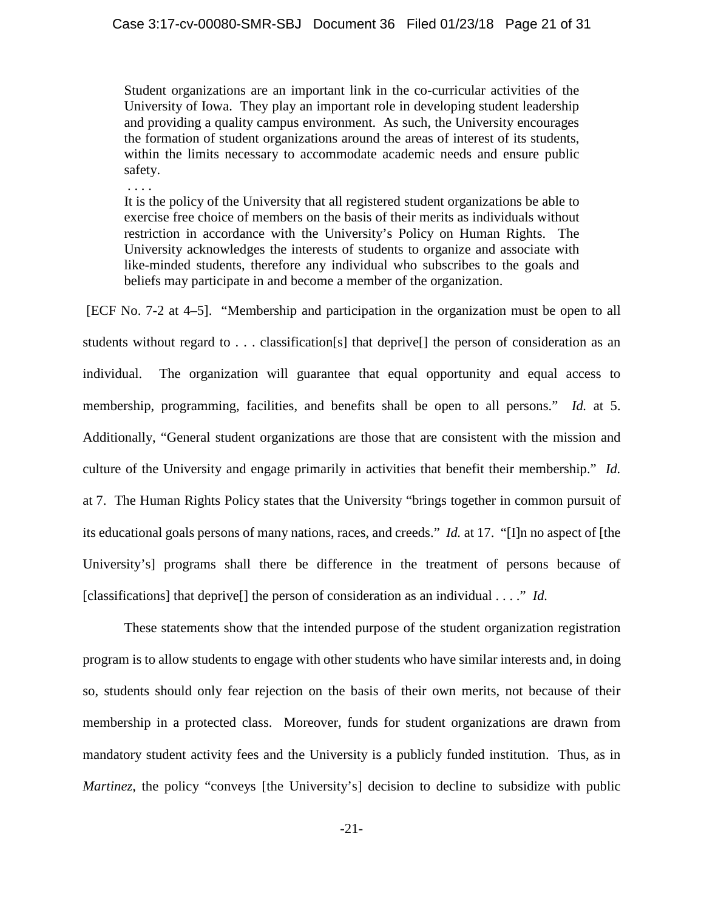> Student organizations are an important link in the co-curricular activities of the University of Iowa. They play an important role in developing student leadership and providing a quality campus environment. As such, the University encourages the formation of student organizations around the areas of interest of its students, within the limits necessary to accommodate academic needs and ensure public safety.
>
> . . . .
>
> It is the policy of the University that all registered student organizations be able to exercise free choice of members on the basis of their merits as individuals without restriction in accordance with the University's Policy on Human Rights. The University acknowledges the interests of students to organize and associate with like-minded students, therefore any individual who subscribes to the goals and beliefs may participate in and become a member of the organization.

[ECF No. 7-2 at 4–5]. "Membership and participation in the organization must be open to all students without regard to . . . classification[s] that deprive[] the person of consideration as an individual. The organization will guarantee that equal opportunity and equal access to membership, programming, facilities, and benefits shall be open to all persons." *Id.* at 5. Additionally, "General student organizations are those that are consistent with the mission and culture of the University and engage primarily in activities that benefit their membership." *Id.* at 7. The Human Rights Policy states that the University "brings together in common pursuit of its educational goals persons of many nations, races, and creeds." *Id.* at 17. "[I]n no aspect of [the University's] programs shall there be difference in the treatment of persons because of [classifications] that deprive[] the person of consideration as an individual . . . ." *Id.*

These statements show that the intended purpose of the student organization registration program is to allow students to engage with other students who have similar interests and, in doing so, students should only fear rejection on the basis of their own merits, not because of their membership in a protected class. Moreover, funds for student organizations are drawn from mandatory student activity fees and the University is a publicly funded institution. Thus, as in *Martinez*, the policy "conveys [the University's] decision to decline to subsidize with public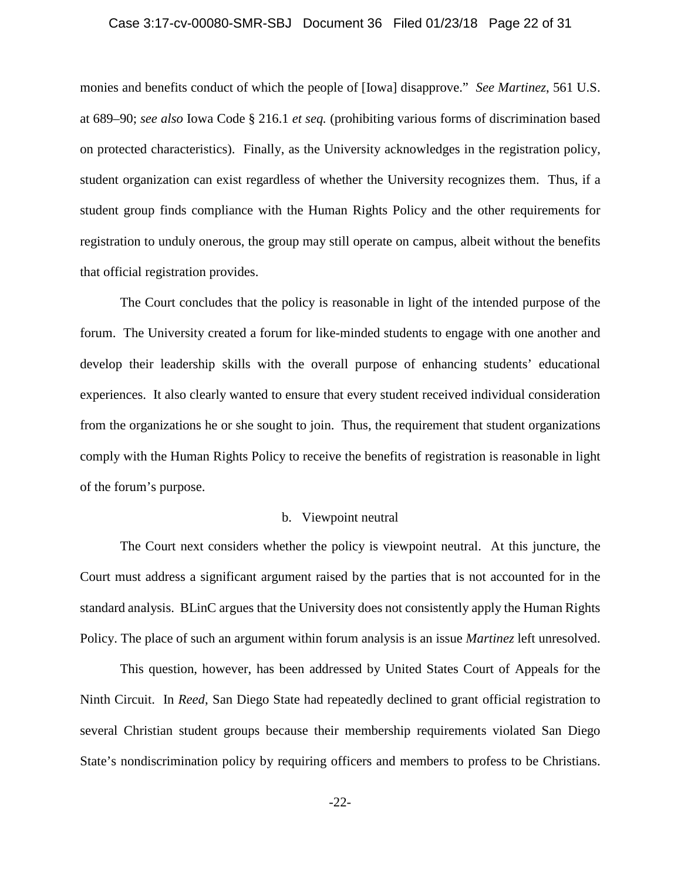monies and benefits conduct of which the people of [Iowa] disapprove." *See Martinez*, 561 U.S. at 689–90; *see also* Iowa Code § 216.1 *et seq.* (prohibiting various forms of discrimination based on protected characteristics). Finally, as the University acknowledges in the registration policy, student organization can exist regardless of whether the University recognizes them. Thus, if a student group finds compliance with the Human Rights Policy and the other requirements for registration to unduly onerous, the group may still operate on campus, albeit without the benefits that official registration provides.

The Court concludes that the policy is reasonable in light of the intended purpose of the forum. The University created a forum for like-minded students to engage with one another and develop their leadership skills with the overall purpose of enhancing students' educational experiences. It also clearly wanted to ensure that every student received individual consideration from the organizations he or she sought to join. Thus, the requirement that student organizations comply with the Human Rights Policy to receive the benefits of registration is reasonable in light of the forum's purpose.

b. Viewpoint neutral

The Court next considers whether the policy is viewpoint neutral. At this juncture, the Court must address a significant argument raised by the parties that is not accounted for in the standard analysis. BLinC argues that the University does not consistently apply the Human Rights Policy. The place of such an argument within forum analysis is an issue *Martinez* left unresolved.

This question, however, has been addressed by United States Court of Appeals for the Ninth Circuit. In *Reed*, San Diego State had repeatedly declined to grant official registration to several Christian student groups because their membership requirements violated San Diego State's nondiscrimination policy by requiring officers and members to profess to be Christians.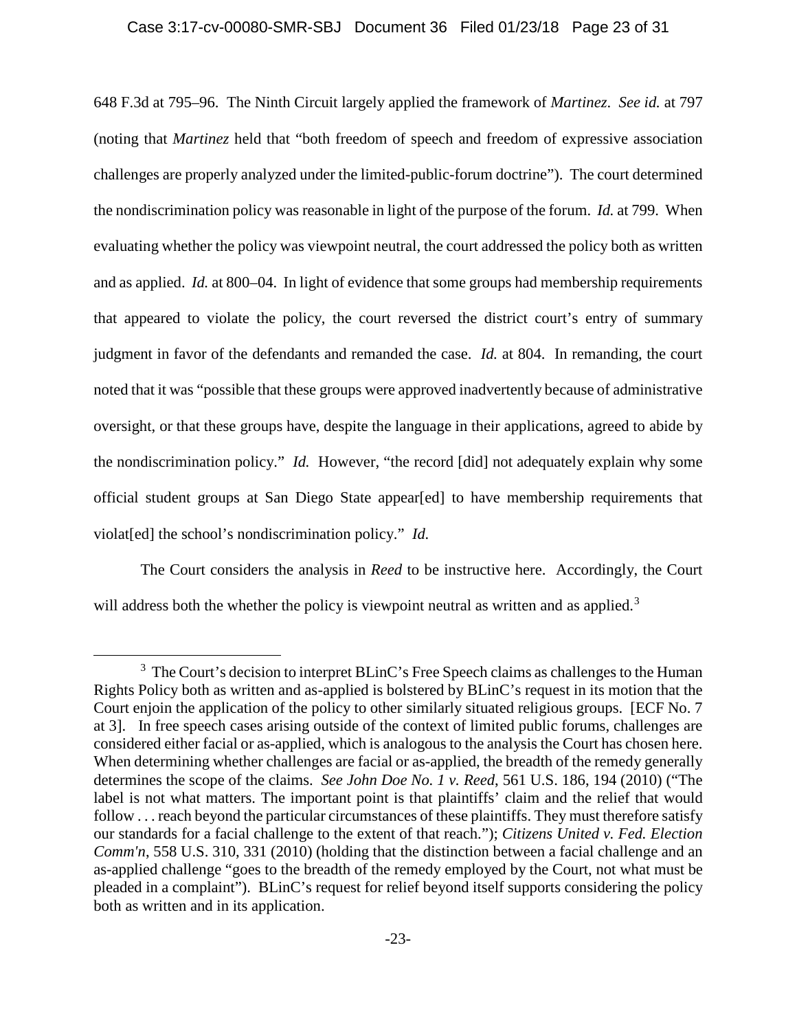648 F.3d at 795–96. The Ninth Circuit largely applied the framework of *Martinez*. *See id.* at 797 (noting that *Martinez* held that "both freedom of speech and freedom of expressive association challenges are properly analyzed under the limited-public-forum doctrine"). The court determined the nondiscrimination policy was reasonable in light of the purpose of the forum. *Id.* at 799. When evaluating whether the policy was viewpoint neutral, the court addressed the policy both as written and as applied. *Id.* at 800–04. In light of evidence that some groups had membership requirements that appeared to violate the policy, the court reversed the district court's entry of summary judgment in favor of the defendants and remanded the case. *Id.* at 804. In remanding, the court noted that it was "possible that these groups were approved inadvertently because of administrative oversight, or that these groups have, despite the language in their applications, agreed to abide by the nondiscrimination policy." *Id.* However, "the record [did] not adequately explain why some official student groups at San Diego State appear[ed] to have membership requirements that violat[ed] the school's nondiscrimination policy." *Id.*

The Court considers the analysis in *Reed* to be instructive here. Accordingly, the Court will address both the whether the policy is viewpoint neutral as written and as applied.[3]

---

[3] The Court's decision to interpret BLinC's Free Speech claims as challenges to the Human Rights Policy both as written and as-applied is bolstered by BLinC's request in its motion that the Court enjoin the application of the policy to other similarly situated religious groups. [ECF No. 7 at 3]. In free speech cases arising outside of the context of limited public forums, challenges are considered either facial or as-applied, which is analogous to the analysis the Court has chosen here. When determining whether challenges are facial or as-applied, the breadth of the remedy generally determines the scope of the claims. *See John Doe No. 1 v. Reed*, 561 U.S. 186, 194 (2010) ("The label is not what matters. The important point is that plaintiffs' claim and the relief that would follow . . . reach beyond the particular circumstances of these plaintiffs. They must therefore satisfy our standards for a facial challenge to the extent of that reach."); *Citizens United v. Fed. Election Comm'n*, 558 U.S. 310, 331 (2010) (holding that the distinction between a facial challenge and an as-applied challenge "goes to the breadth of the remedy employed by the Court, not what must be pleaded in a complaint"). BLinC's request for relief beyond itself supports considering the policy both as written and in its application.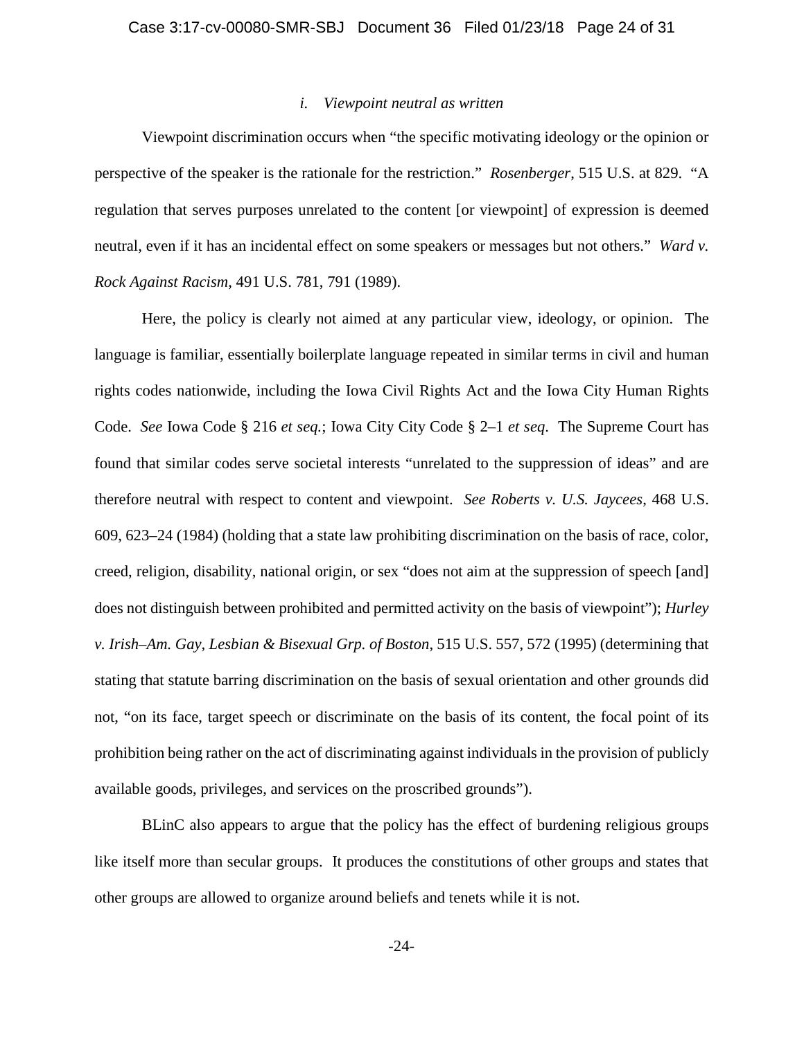*i. Viewpoint neutral as written*

Viewpoint discrimination occurs when "the specific motivating ideology or the opinion or perspective of the speaker is the rationale for the restriction." *Rosenberger*, 515 U.S. at 829. "A regulation that serves purposes unrelated to the content [or viewpoint] of expression is deemed neutral, even if it has an incidental effect on some speakers or messages but not others." *Ward v. Rock Against Racism*, 491 U.S. 781, 791 (1989).

Here, the policy is clearly not aimed at any particular view, ideology, or opinion. The language is familiar, essentially boilerplate language repeated in similar terms in civil and human rights codes nationwide, including the Iowa Civil Rights Act and the Iowa City Human Rights Code. *See* Iowa Code § 216 *et seq.*; Iowa City City Code § 2–1 *et seq.* The Supreme Court has found that similar codes serve societal interests "unrelated to the suppression of ideas" and are therefore neutral with respect to content and viewpoint. *See Roberts v. U.S. Jaycees*, 468 U.S. 609, 623–24 (1984) (holding that a state law prohibiting discrimination on the basis of race, color, creed, religion, disability, national origin, or sex "does not aim at the suppression of speech [and] does not distinguish between prohibited and permitted activity on the basis of viewpoint"); *Hurley v. Irish–Am. Gay, Lesbian & Bisexual Grp. of Boston*, 515 U.S. 557, 572 (1995) (determining that stating that statute barring discrimination on the basis of sexual orientation and other grounds did not, "on its face, target speech or discriminate on the basis of its content, the focal point of its prohibition being rather on the act of discriminating against individuals in the provision of publicly available goods, privileges, and services on the proscribed grounds").

BLinC also appears to argue that the policy has the effect of burdening religious groups like itself more than secular groups. It produces the constitutions of other groups and states that other groups are allowed to organize around beliefs and tenets while it is not.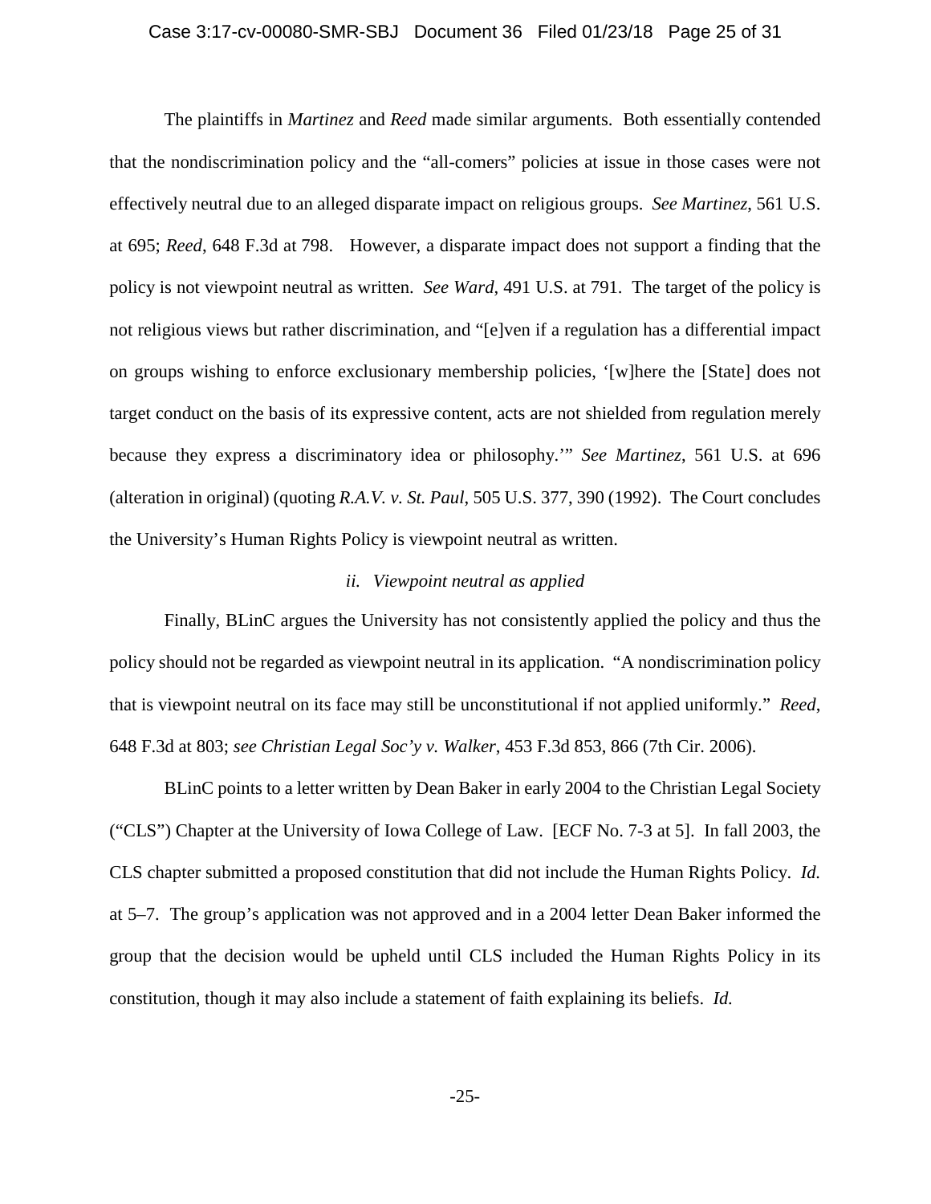The plaintiffs in *Martinez* and *Reed* made similar arguments. Both essentially contended that the nondiscrimination policy and the "all-comers" policies at issue in those cases were not effectively neutral due to an alleged disparate impact on religious groups. *See Martinez*, 561 U.S. at 695; *Reed*, 648 F.3d at 798. However, a disparate impact does not support a finding that the policy is not viewpoint neutral as written. *See Ward*, 491 U.S. at 791. The target of the policy is not religious views but rather discrimination, and "[e]ven if a regulation has a differential impact on groups wishing to enforce exclusionary membership policies, '[w]here the [State] does not target conduct on the basis of its expressive content, acts are not shielded from regulation merely because they express a discriminatory idea or philosophy.'" *See Martinez*, 561 U.S. at 696 (alteration in original) (quoting *R.A.V. v. St. Paul*, 505 U.S. 377, 390 (1992). The Court concludes the University's Human Rights Policy is viewpoint neutral as written.

*ii. Viewpoint neutral as applied*

Finally, BLinC argues the University has not consistently applied the policy and thus the policy should not be regarded as viewpoint neutral in its application. "A nondiscrimination policy that is viewpoint neutral on its face may still be unconstitutional if not applied uniformly." *Reed*, 648 F.3d at 803; *see Christian Legal Soc'y v. Walker*, 453 F.3d 853, 866 (7th Cir. 2006).

BLinC points to a letter written by Dean Baker in early 2004 to the Christian Legal Society ("CLS") Chapter at the University of Iowa College of Law. [ECF No. 7-3 at 5]. In fall 2003, the CLS chapter submitted a proposed constitution that did not include the Human Rights Policy. *Id.* at 5–7. The group's application was not approved and in a 2004 letter Dean Baker informed the group that the decision would be upheld until CLS included the Human Rights Policy in its constitution, though it may also include a statement of faith explaining its beliefs. *Id.*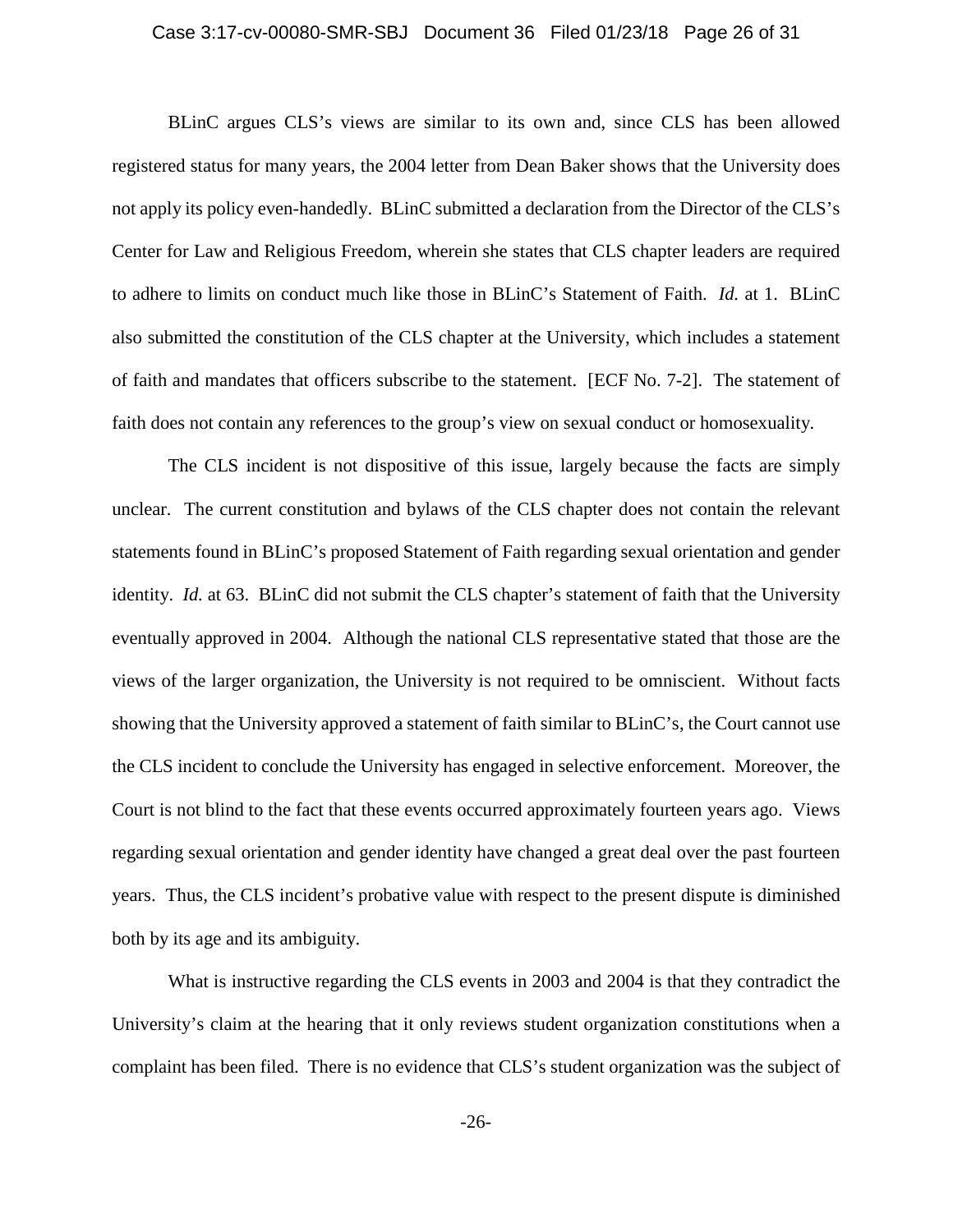BLinC argues CLS's views are similar to its own and, since CLS has been allowed registered status for many years, the 2004 letter from Dean Baker shows that the University does not apply its policy even-handedly. BLinC submitted a declaration from the Director of the CLS's Center for Law and Religious Freedom, wherein she states that CLS chapter leaders are required to adhere to limits on conduct much like those in BLinC's Statement of Faith. *Id.* at 1. BLinC also submitted the constitution of the CLS chapter at the University, which includes a statement of faith and mandates that officers subscribe to the statement. [ECF No. 7-2]. The statement of faith does not contain any references to the group's view on sexual conduct or homosexuality.

The CLS incident is not dispositive of this issue, largely because the facts are simply unclear. The current constitution and bylaws of the CLS chapter does not contain the relevant statements found in BLinC's proposed Statement of Faith regarding sexual orientation and gender identity. *Id.* at 63. BLinC did not submit the CLS chapter's statement of faith that the University eventually approved in 2004. Although the national CLS representative stated that those are the views of the larger organization, the University is not required to be omniscient. Without facts showing that the University approved a statement of faith similar to BLinC's, the Court cannot use the CLS incident to conclude the University has engaged in selective enforcement. Moreover, the Court is not blind to the fact that these events occurred approximately fourteen years ago. Views regarding sexual orientation and gender identity have changed a great deal over the past fourteen years. Thus, the CLS incident's probative value with respect to the present dispute is diminished both by its age and its ambiguity.

What is instructive regarding the CLS events in 2003 and 2004 is that they contradict the University's claim at the hearing that it only reviews student organization constitutions when a complaint has been filed. There is no evidence that CLS's student organization was the subject of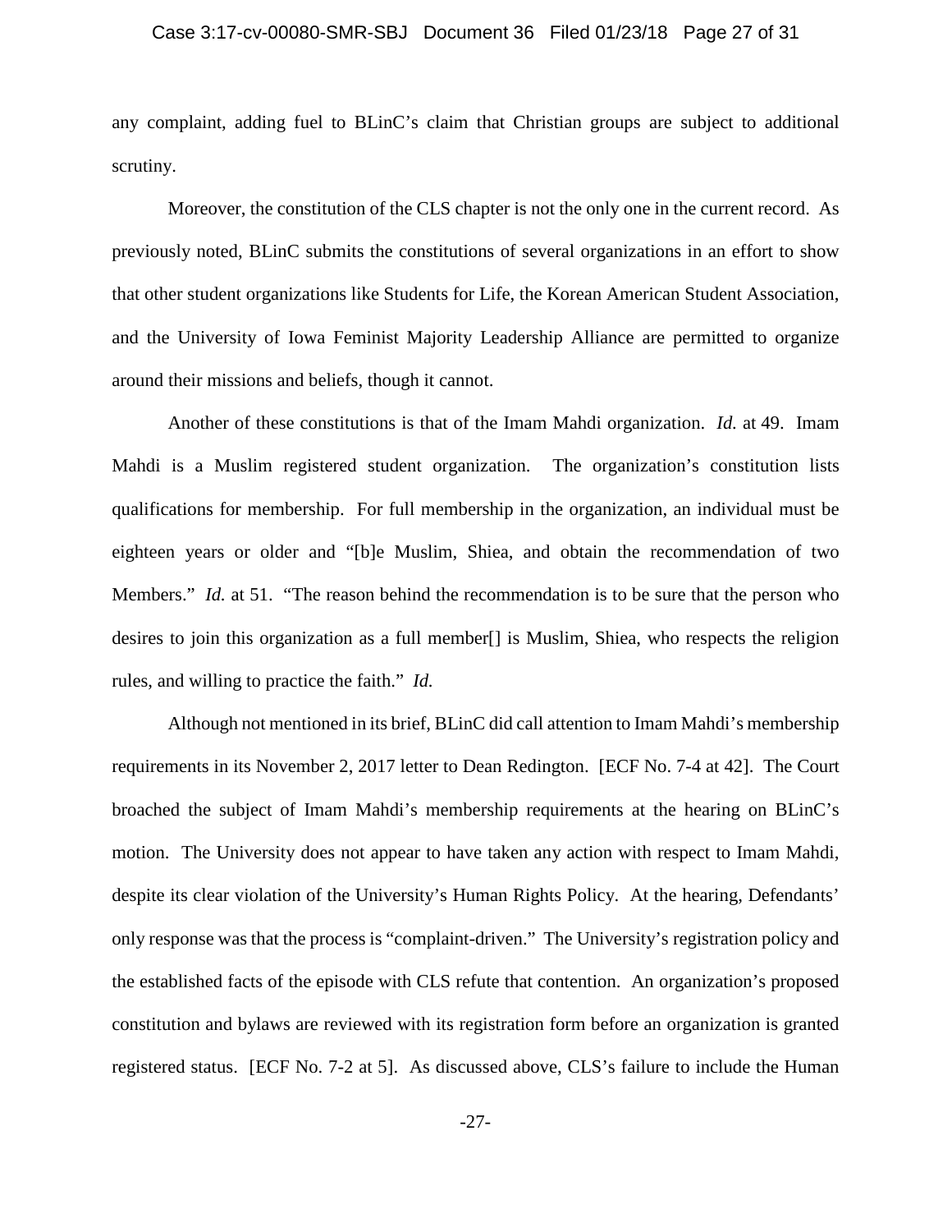any complaint, adding fuel to BLinC's claim that Christian groups are subject to additional scrutiny.

Moreover, the constitution of the CLS chapter is not the only one in the current record. As previously noted, BLinC submits the constitutions of several organizations in an effort to show that other student organizations like Students for Life, the Korean American Student Association, and the University of Iowa Feminist Majority Leadership Alliance are permitted to organize around their missions and beliefs, though it cannot.

Another of these constitutions is that of the Imam Mahdi organization. *Id.* at 49. Imam Mahdi is a Muslim registered student organization. The organization's constitution lists qualifications for membership. For full membership in the organization, an individual must be eighteen years or older and "[b]e Muslim, Shiea, and obtain the recommendation of two Members." *Id.* at 51. "The reason behind the recommendation is to be sure that the person who desires to join this organization as a full member[] is Muslim, Shiea, who respects the religion rules, and willing to practice the faith." *Id.*

Although not mentioned in its brief, BLinC did call attention to Imam Mahdi's membership requirements in its November 2, 2017 letter to Dean Redington. [ECF No. 7-4 at 42]. The Court broached the subject of Imam Mahdi's membership requirements at the hearing on BLinC's motion. The University does not appear to have taken any action with respect to Imam Mahdi, despite its clear violation of the University's Human Rights Policy. At the hearing, Defendants' only response was that the process is "complaint-driven." The University's registration policy and the established facts of the episode with CLS refute that contention. An organization's proposed constitution and bylaws are reviewed with its registration form before an organization is granted registered status. [ECF No. 7-2 at 5]. As discussed above, CLS's failure to include the Human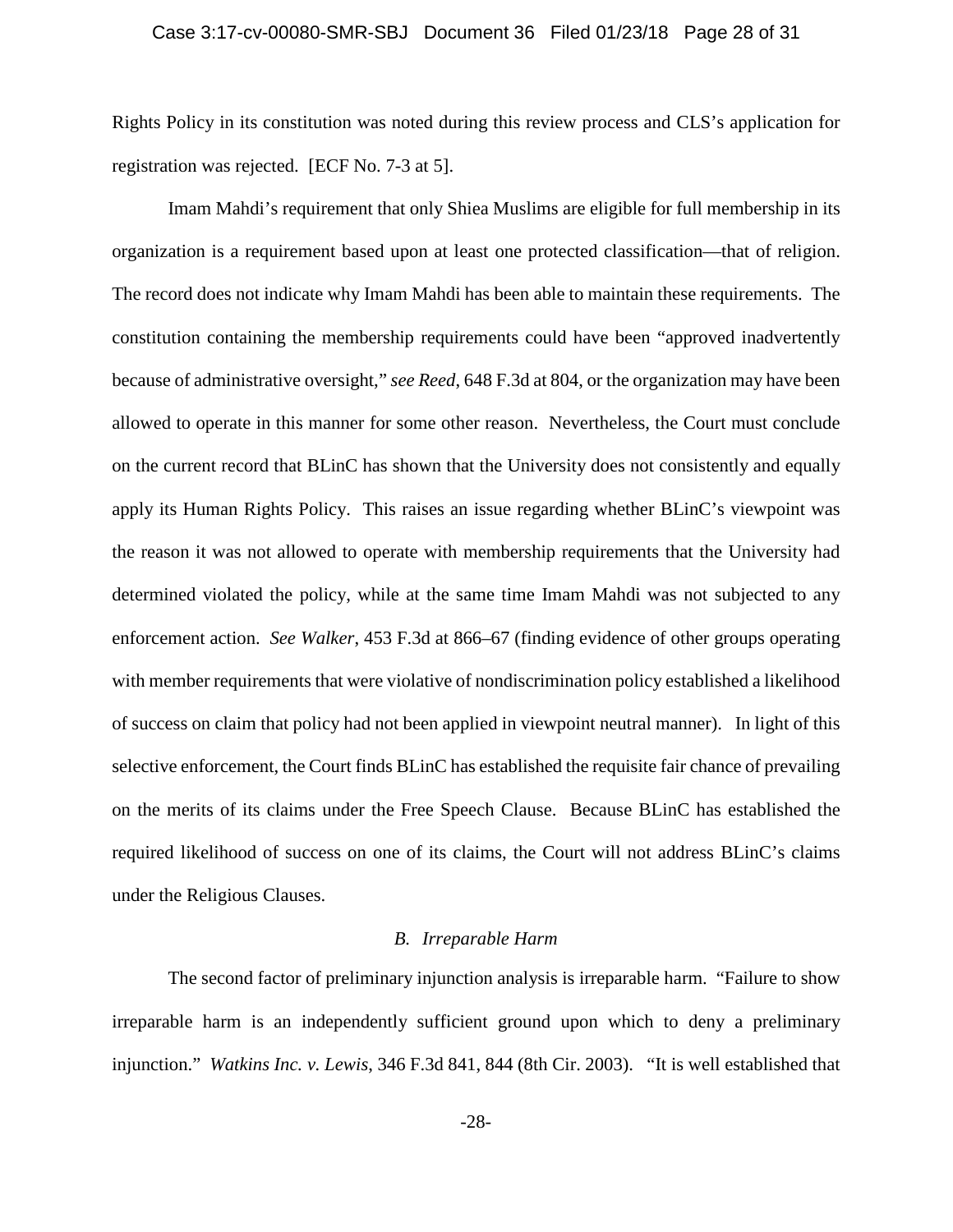Rights Policy in its constitution was noted during this review process and CLS's application for registration was rejected. [ECF No. 7-3 at 5].

Imam Mahdi's requirement that only Shiea Muslims are eligible for full membership in its organization is a requirement based upon at least one protected classification—that of religion. The record does not indicate why Imam Mahdi has been able to maintain these requirements. The constitution containing the membership requirements could have been "approved inadvertently because of administrative oversight," *see Reed*, 648 F.3d at 804, or the organization may have been allowed to operate in this manner for some other reason. Nevertheless, the Court must conclude on the current record that BLinC has shown that the University does not consistently and equally apply its Human Rights Policy. This raises an issue regarding whether BLinC's viewpoint was the reason it was not allowed to operate with membership requirements that the University had determined violated the policy, while at the same time Imam Mahdi was not subjected to any enforcement action. *See Walker*, 453 F.3d at 866–67 (finding evidence of other groups operating with member requirements that were violative of nondiscrimination policy established a likelihood of success on claim that policy had not been applied in viewpoint neutral manner). In light of this selective enforcement, the Court finds BLinC has established the requisite fair chance of prevailing on the merits of its claims under the Free Speech Clause. Because BLinC has established the required likelihood of success on one of its claims, the Court will not address BLinC's claims under the Religious Clauses.

### *B. Irreparable Harm*

The second factor of preliminary injunction analysis is irreparable harm. "Failure to show irreparable harm is an independently sufficient ground upon which to deny a preliminary injunction." *Watkins Inc. v. Lewis*, 346 F.3d 841, 844 (8th Cir. 2003). "It is well established that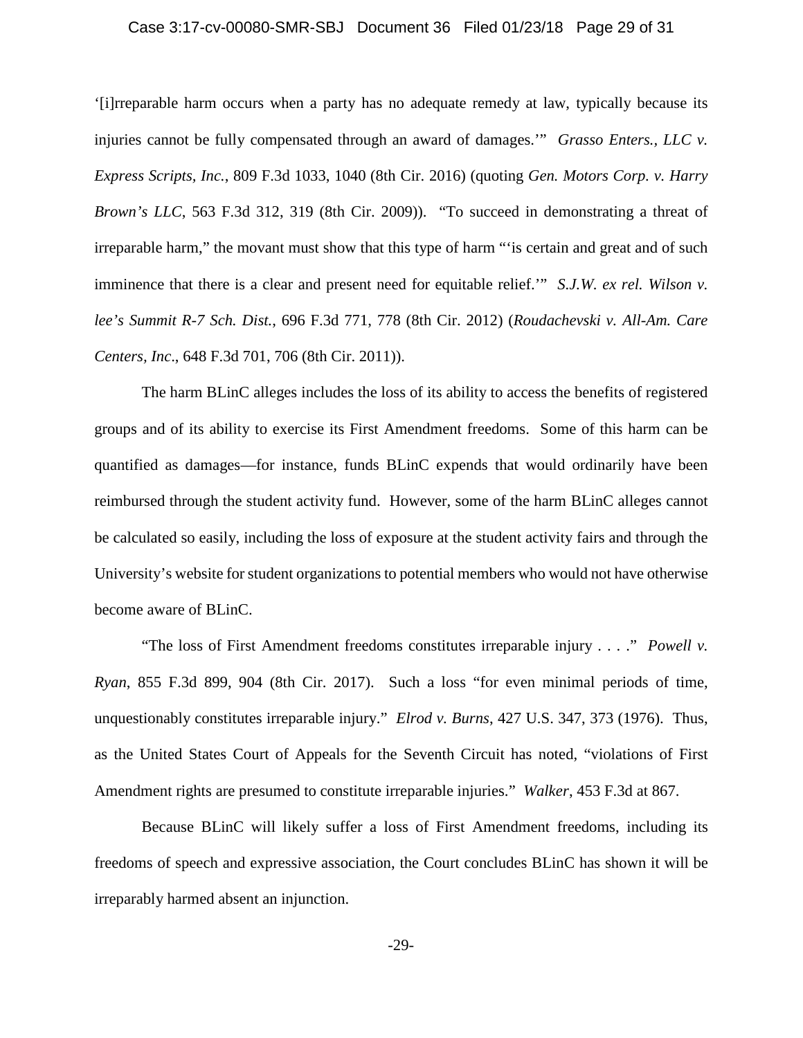'[i]rreparable harm occurs when a party has no adequate remedy at law, typically because its injuries cannot be fully compensated through an award of damages.'" *Grasso Enters., LLC v. Express Scripts, Inc.*, 809 F.3d 1033, 1040 (8th Cir. 2016) (quoting *Gen. Motors Corp. v. Harry Brown's LLC*, 563 F.3d 312, 319 (8th Cir. 2009)). "To succeed in demonstrating a threat of irreparable harm," the movant must show that this type of harm "'is certain and great and of such imminence that there is a clear and present need for equitable relief.'" *S.J.W. ex rel. Wilson v. lee's Summit R-7 Sch. Dist.*, 696 F.3d 771, 778 (8th Cir. 2012) (*Roudachevski v. All-Am. Care Centers, Inc*., 648 F.3d 701, 706 (8th Cir. 2011)).

The harm BLinC alleges includes the loss of its ability to access the benefits of registered groups and of its ability to exercise its First Amendment freedoms. Some of this harm can be quantified as damages—for instance, funds BLinC expends that would ordinarily have been reimbursed through the student activity fund. However, some of the harm BLinC alleges cannot be calculated so easily, including the loss of exposure at the student activity fairs and through the University's website for student organizations to potential members who would not have otherwise become aware of BLinC.

"The loss of First Amendment freedoms constitutes irreparable injury . . . ." *Powell v. Ryan*, 855 F.3d 899, 904 (8th Cir. 2017). Such a loss "for even minimal periods of time, unquestionably constitutes irreparable injury." *Elrod v. Burns*, 427 U.S. 347, 373 (1976). Thus, as the United States Court of Appeals for the Seventh Circuit has noted, "violations of First Amendment rights are presumed to constitute irreparable injuries." *Walker*, 453 F.3d at 867.

Because BLinC will likely suffer a loss of First Amendment freedoms, including its freedoms of speech and expressive association, the Court concludes BLinC has shown it will be irreparably harmed absent an injunction.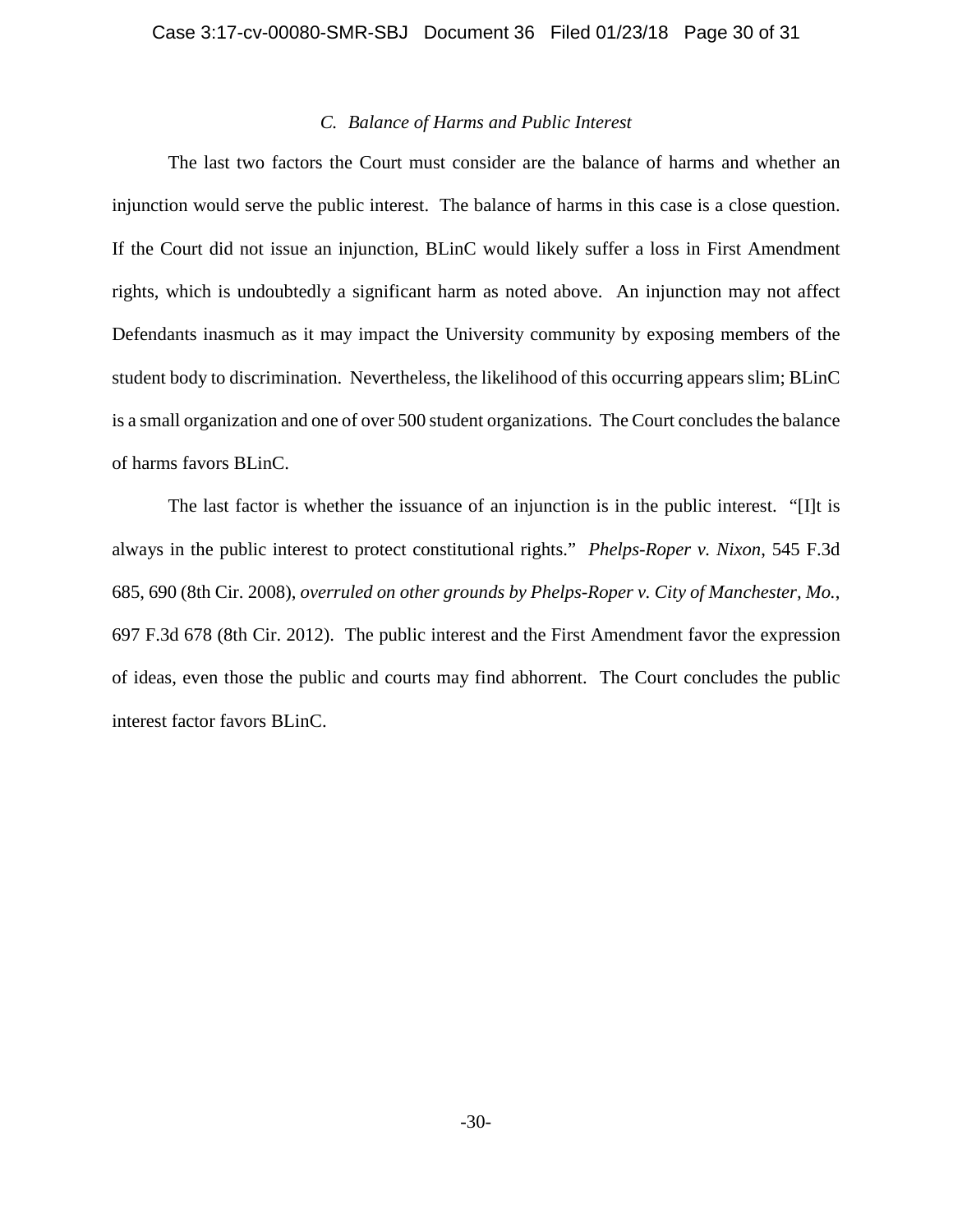### *C. Balance of Harms and Public Interest*

The last two factors the Court must consider are the balance of harms and whether an injunction would serve the public interest. The balance of harms in this case is a close question. If the Court did not issue an injunction, BLinC would likely suffer a loss in First Amendment rights, which is undoubtedly a significant harm as noted above. An injunction may not affect Defendants inasmuch as it may impact the University community by exposing members of the student body to discrimination. Nevertheless, the likelihood of this occurring appears slim; BLinC is a small organization and one of over 500 student organizations. The Court concludes the balance of harms favors BLinC.

The last factor is whether the issuance of an injunction is in the public interest. "[I]t is always in the public interest to protect constitutional rights." *Phelps-Roper v. Nixon*, 545 F.3d 685, 690 (8th Cir. 2008), *overruled on other grounds by Phelps-Roper v. City of Manchester, Mo.*, 697 F.3d 678 (8th Cir. 2012). The public interest and the First Amendment favor the expression of ideas, even those the public and courts may find abhorrent. The Court concludes the public interest factor favors BLinC.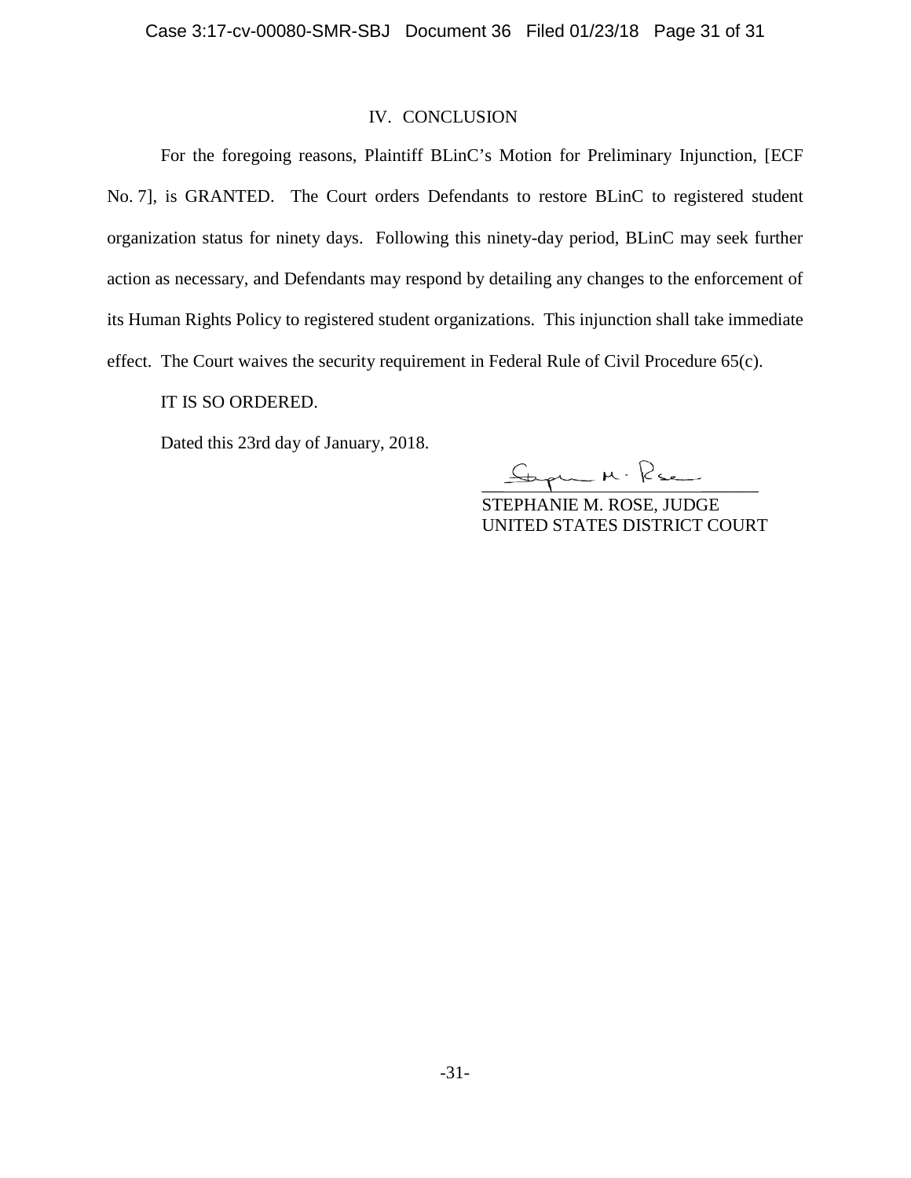## IV. CONCLUSION

For the foregoing reasons, Plaintiff BLinC's Motion for Preliminary Injunction, [ECF No. 7], is GRANTED. The Court orders Defendants to restore BLinC to registered student organization status for ninety days. Following this ninety-day period, BLinC may seek further action as necessary, and Defendants may respond by detailing any changes to the enforcement of its Human Rights Policy to registered student organizations. This injunction shall take immediate effect. The Court waives the security requirement in Federal Rule of Civil Procedure 65(c).

IT IS SO ORDERED.

Dated this 23rd day of January, 2018.

STEPHANIE M. ROSE, JUDGE
UNITED STATES DISTRICT COURT